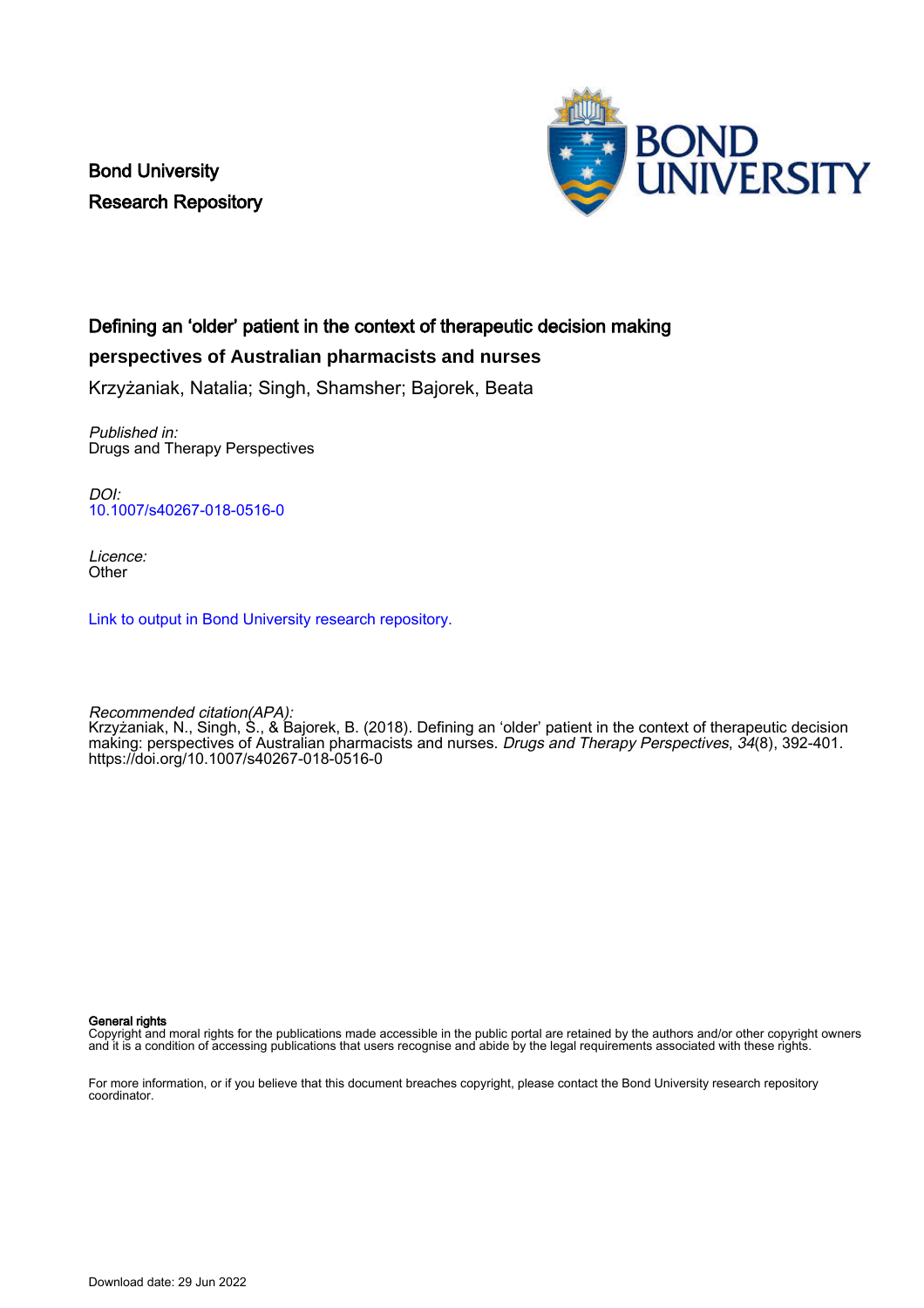Bond University
Research Repository

# Defining an 'older' patient in the context of therapeutic decision making perspectives of Australian pharmacists and nurses

Krzyżaniak, Natalia; Singh, Shamsher; Bajorek, Beata

*Published in:*
Drugs and Therapy Perspectives

*DOI:*
10.1007/s40267-018-0516-0

*Licence:*
Other

Link to output in Bond University research repository.

*Recommended citation(APA):*
Krzyżaniak, N., Singh, S., & Bajorek, B. (2018). Defining an 'older' patient in the context of therapeutic decision making: perspectives of Australian pharmacists and nurses. *Drugs and Therapy Perspectives*, *34*(8), 392-401. https://doi.org/10.1007/s40267-018-0516-0

**General rights**
Copyright and moral rights for the publications made accessible in the public portal are retained by the authors and/or other copyright owners and it is a condition of accessing publications that users recognise and abide by the legal requirements associated with these rights.

For more information, or if you believe that this document breaches copyright, please contact the Bond University research repository coordinator.

Download date: 29 Jun 2022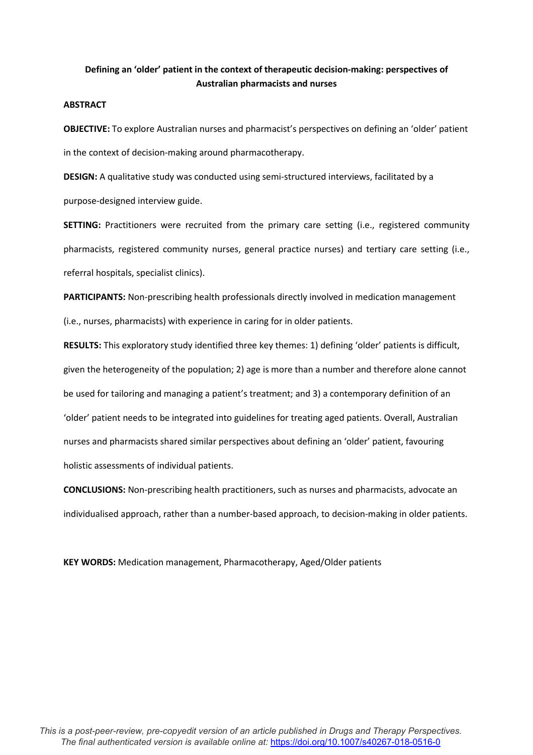**Defining an 'older' patient in the context of therapeutic decision-making: perspectives of Australian pharmacists and nurses**

**ABSTRACT**

**OBJECTIVE:** To explore Australian nurses and pharmacist's perspectives on defining an 'older' patient in the context of decision-making around pharmacotherapy.

**DESIGN:** A qualitative study was conducted using semi-structured interviews, facilitated by a purpose-designed interview guide.

**SETTING:** Practitioners were recruited from the primary care setting (i.e., registered community pharmacists, registered community nurses, general practice nurses) and tertiary care setting (i.e., referral hospitals, specialist clinics).

**PARTICIPANTS:** Non-prescribing health professionals directly involved in medication management (i.e., nurses, pharmacists) with experience in caring for in older patients.

**RESULTS:** This exploratory study identified three key themes: 1) defining 'older' patients is difficult, given the heterogeneity of the population; 2) age is more than a number and therefore alone cannot be used for tailoring and managing a patient's treatment; and 3) a contemporary definition of an 'older' patient needs to be integrated into guidelines for treating aged patients. Overall, Australian nurses and pharmacists shared similar perspectives about defining an 'older' patient, favouring holistic assessments of individual patients.

**CONCLUSIONS:** Non-prescribing health practitioners, such as nurses and pharmacists, advocate an individualised approach, rather than a number-based approach, to decision-making in older patients.

**KEY WORDS:** Medication management, Pharmacotherapy, Aged/Older patients

*This is a post-peer-review, pre-copyedit version of an article published in Drugs and Therapy Perspectives. The final authenticated version is available online at:* https://doi.org/10.1007/s40267-018-0516-0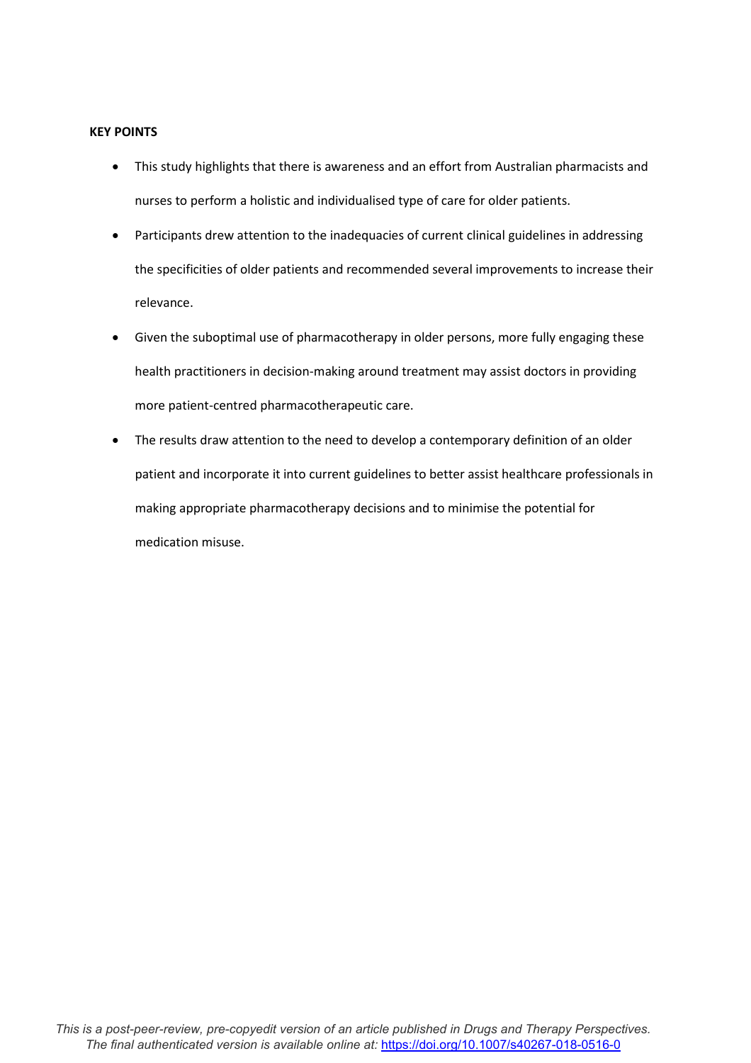**KEY POINTS**

- This study highlights that there is awareness and an effort from Australian pharmacists and nurses to perform a holistic and individualised type of care for older patients.
- Participants drew attention to the inadequacies of current clinical guidelines in addressing the specificities of older patients and recommended several improvements to increase their relevance.
- Given the suboptimal use of pharmacotherapy in older persons, more fully engaging these health practitioners in decision-making around treatment may assist doctors in providing more patient-centred pharmacotherapeutic care.
- The results draw attention to the need to develop a contemporary definition of an older patient and incorporate it into current guidelines to better assist healthcare professionals in making appropriate pharmacotherapy decisions and to minimise the potential for medication misuse.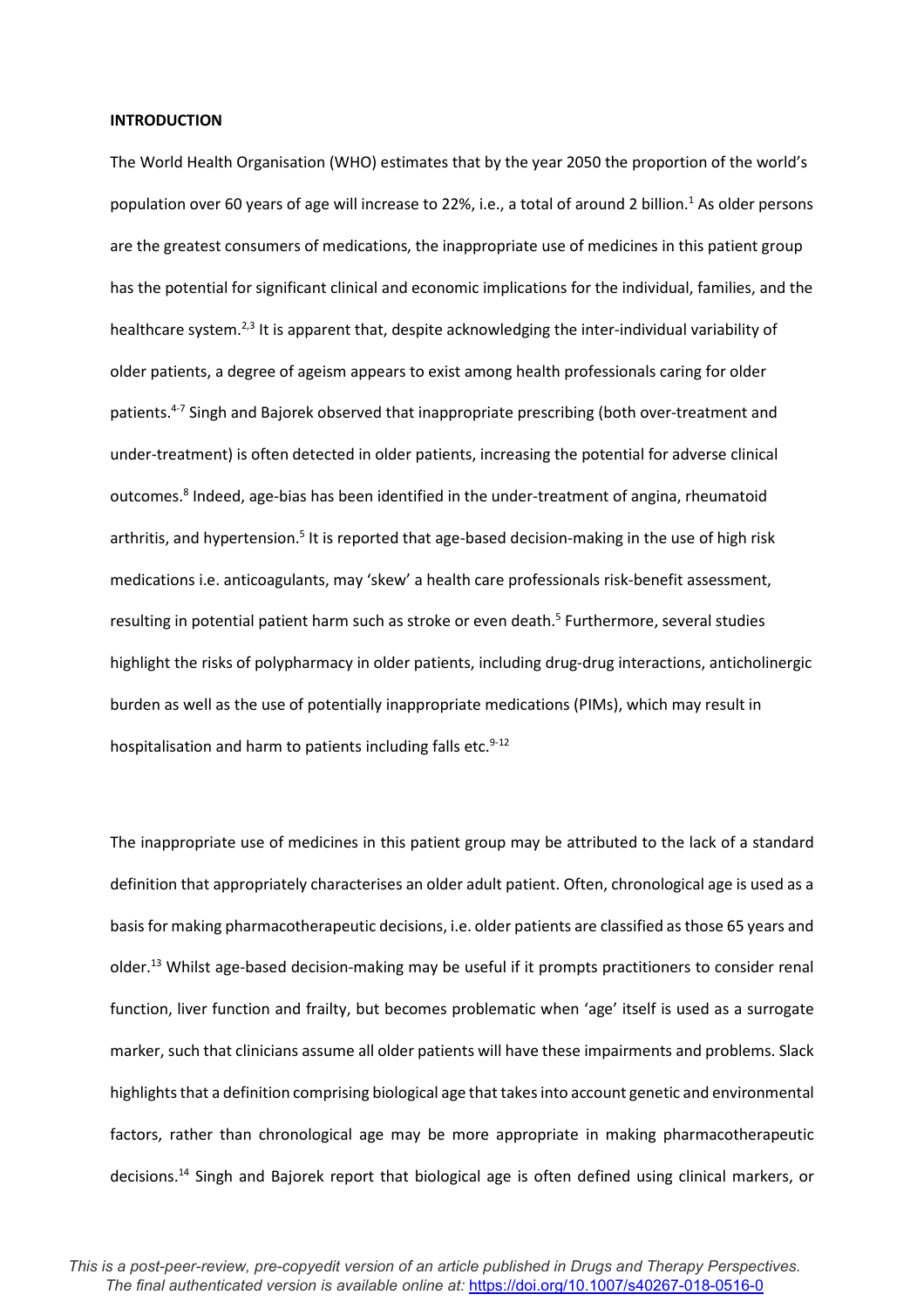**INTRODUCTION**

The World Health Organisation (WHO) estimates that by the year 2050 the proportion of the world's population over 60 years of age will increase to 22%, i.e., a total of around 2 billion.[1] As older persons are the greatest consumers of medications, the inappropriate use of medicines in this patient group has the potential for significant clinical and economic implications for the individual, families, and the healthcare system.[2,3] It is apparent that, despite acknowledging the inter-individual variability of older patients, a degree of ageism appears to exist among health professionals caring for older patients.[4-7] Singh and Bajorek observed that inappropriate prescribing (both over-treatment and under-treatment) is often detected in older patients, increasing the potential for adverse clinical outcomes.[8] Indeed, age-bias has been identified in the under-treatment of angina, rheumatoid arthritis, and hypertension.[5] It is reported that age-based decision-making in the use of high risk medications i.e. anticoagulants, may 'skew' a health care professionals risk-benefit assessment, resulting in potential patient harm such as stroke or even death.[5] Furthermore, several studies highlight the risks of polypharmacy in older patients, including drug-drug interactions, anticholinergic burden as well as the use of potentially inappropriate medications (PIMs), which may result in hospitalisation and harm to patients including falls etc.[9-12]

The inappropriate use of medicines in this patient group may be attributed to the lack of a standard definition that appropriately characterises an older adult patient. Often, chronological age is used as a basis for making pharmacotherapeutic decisions, i.e. older patients are classified as those 65 years and older.[13] Whilst age-based decision-making may be useful if it prompts practitioners to consider renal function, liver function and frailty, but becomes problematic when 'age' itself is used as a surrogate marker, such that clinicians assume all older patients will have these impairments and problems. Slack highlights that a definition comprising biological age that takes into account genetic and environmental factors, rather than chronological age may be more appropriate in making pharmacotherapeutic decisions.[14] Singh and Bajorek report that biological age is often defined using clinical markers, or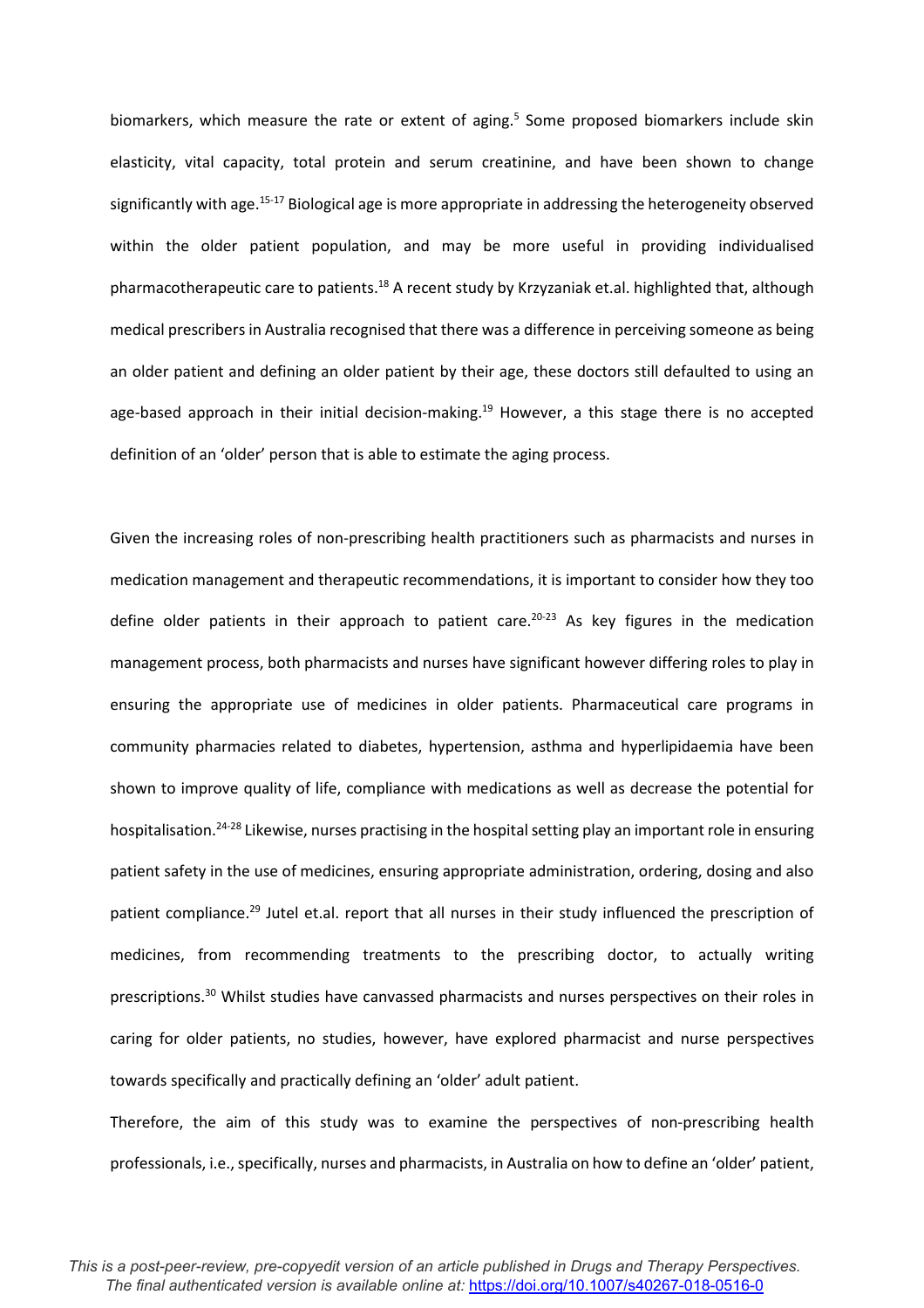biomarkers, which measure the rate or extent of aging.[5] Some proposed biomarkers include skin elasticity, vital capacity, total protein and serum creatinine, and have been shown to change significantly with age.[15-17] Biological age is more appropriate in addressing the heterogeneity observed within the older patient population, and may be more useful in providing individualised pharmacotherapeutic care to patients.[18] A recent study by Krzyzaniak et.al. highlighted that, although medical prescribers in Australia recognised that there was a difference in perceiving someone as being an older patient and defining an older patient by their age, these doctors still defaulted to using an age-based approach in their initial decision-making.[19] However, a this stage there is no accepted definition of an 'older' person that is able to estimate the aging process.

Given the increasing roles of non-prescribing health practitioners such as pharmacists and nurses in medication management and therapeutic recommendations, it is important to consider how they too define older patients in their approach to patient care.[20-23] As key figures in the medication management process, both pharmacists and nurses have significant however differing roles to play in ensuring the appropriate use of medicines in older patients. Pharmaceutical care programs in community pharmacies related to diabetes, hypertension, asthma and hyperlipidaemia have been shown to improve quality of life, compliance with medications as well as decrease the potential for hospitalisation.[24-28] Likewise, nurses practising in the hospital setting play an important role in ensuring patient safety in the use of medicines, ensuring appropriate administration, ordering, dosing and also patient compliance.[29] Jutel et.al. report that all nurses in their study influenced the prescription of medicines, from recommending treatments to the prescribing doctor, to actually writing prescriptions.[30] Whilst studies have canvassed pharmacists and nurses perspectives on their roles in caring for older patients, no studies, however, have explored pharmacist and nurse perspectives towards specifically and practically defining an 'older' adult patient.

Therefore, the aim of this study was to examine the perspectives of non-prescribing health professionals, i.e., specifically, nurses and pharmacists, in Australia on how to define an 'older' patient,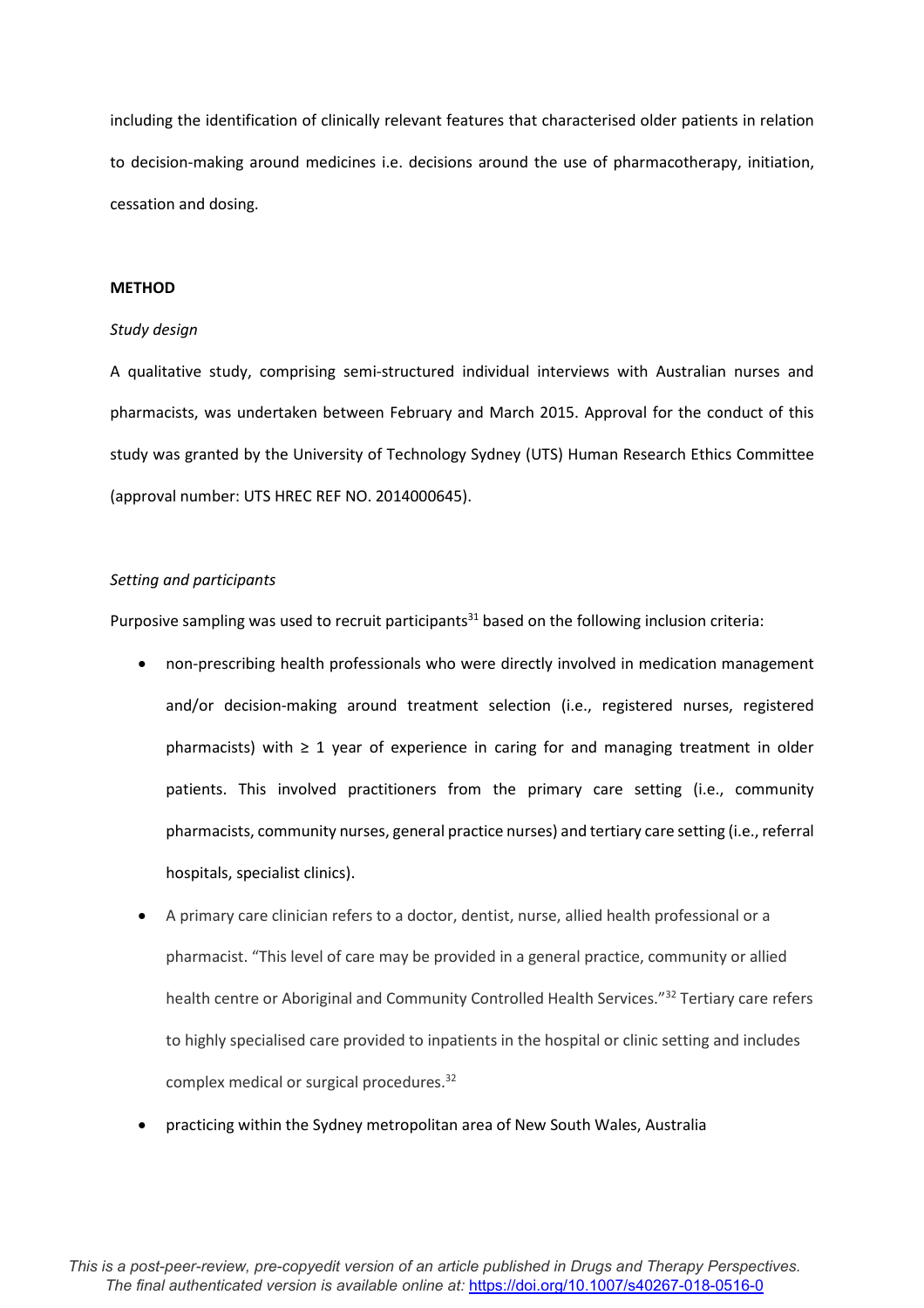including the identification of clinically relevant features that characterised older patients in relation to decision-making around medicines i.e. decisions around the use of pharmacotherapy, initiation, cessation and dosing.

**METHOD**

*Study design*

A qualitative study, comprising semi-structured individual interviews with Australian nurses and pharmacists, was undertaken between February and March 2015. Approval for the conduct of this study was granted by the University of Technology Sydney (UTS) Human Research Ethics Committee (approval number: UTS HREC REF NO. 2014000645).

*Setting and participants*

Purposive sampling was used to recruit participants[31] based on the following inclusion criteria:

- non-prescribing health professionals who were directly involved in medication management and/or decision-making around treatment selection (i.e., registered nurses, registered pharmacists) with ≥ 1 year of experience in caring for and managing treatment in older patients. This involved practitioners from the primary care setting (i.e., community pharmacists, community nurses, general practice nurses) and tertiary care setting (i.e., referral hospitals, specialist clinics).
- A primary care clinician refers to a doctor, dentist, nurse, allied health professional or a pharmacist. "This level of care may be provided in a general practice, community or allied health centre or Aboriginal and Community Controlled Health Services."[32] Tertiary care refers to highly specialised care provided to inpatients in the hospital or clinic setting and includes complex medical or surgical procedures.[32]
- practicing within the Sydney metropolitan area of New South Wales, Australia

*This is a post-peer-review, pre-copyedit version of an article published in Drugs and Therapy Perspectives. The final authenticated version is available online at:* https://doi.org/10.1007/s40267-018-0516-0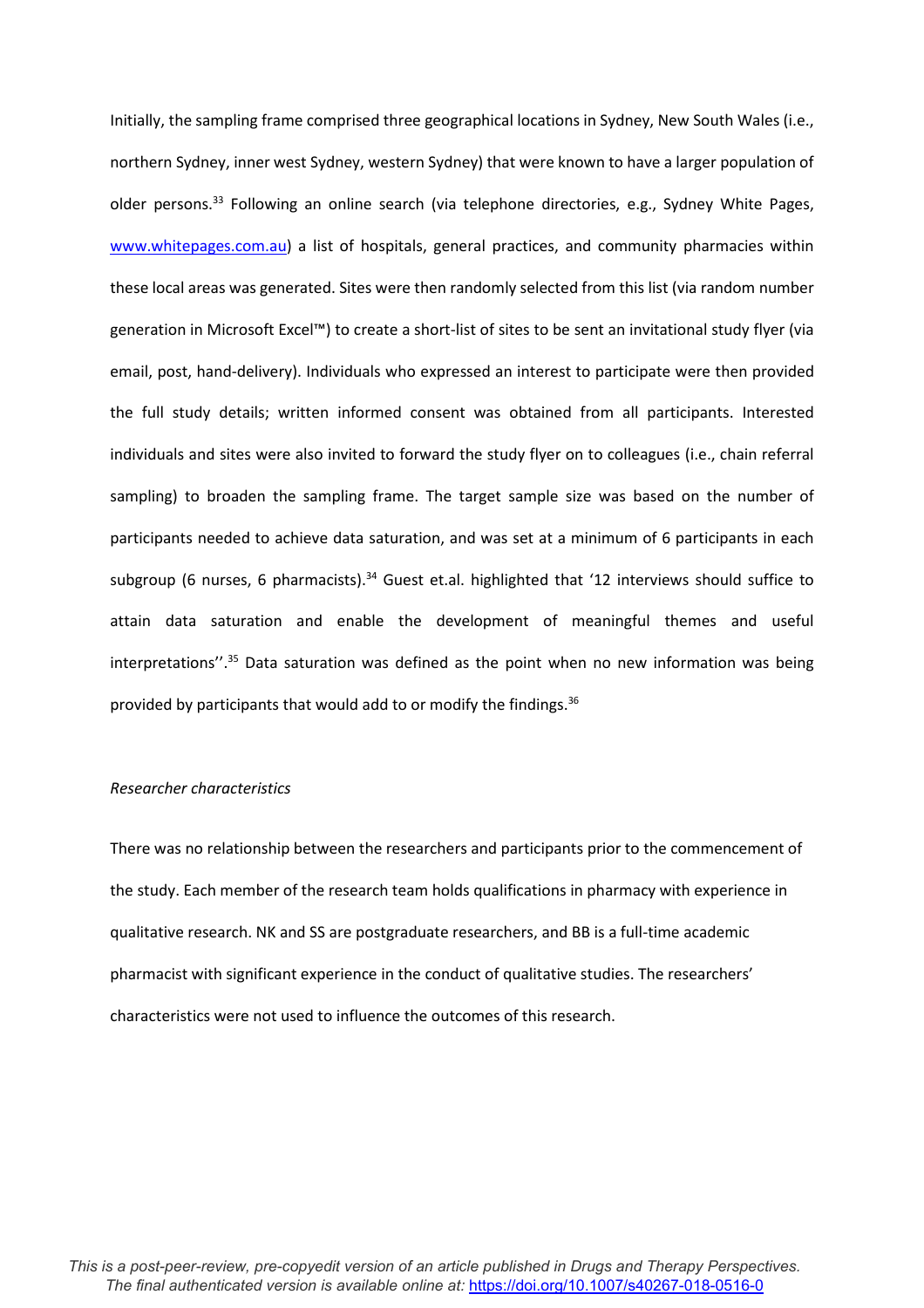Initially, the sampling frame comprised three geographical locations in Sydney, New South Wales (i.e., northern Sydney, inner west Sydney, western Sydney) that were known to have a larger population of older persons.[33] Following an online search (via telephone directories, e.g., Sydney White Pages, www.whitepages.com.au) a list of hospitals, general practices, and community pharmacies within these local areas was generated. Sites were then randomly selected from this list (via random number generation in Microsoft Excel™) to create a short-list of sites to be sent an invitational study flyer (via email, post, hand-delivery). Individuals who expressed an interest to participate were then provided the full study details; written informed consent was obtained from all participants. Interested individuals and sites were also invited to forward the study flyer on to colleagues (i.e., chain referral sampling) to broaden the sampling frame. The target sample size was based on the number of participants needed to achieve data saturation, and was set at a minimum of 6 participants in each subgroup (6 nurses, 6 pharmacists).[34] Guest et.al. highlighted that '12 interviews should suffice to attain data saturation and enable the development of meaningful themes and useful interpretations''.[35] Data saturation was defined as the point when no new information was being provided by participants that would add to or modify the findings.[36]

*Researcher characteristics*

There was no relationship between the researchers and participants prior to the commencement of the study. Each member of the research team holds qualifications in pharmacy with experience in qualitative research. NK and SS are postgraduate researchers, and BB is a full-time academic pharmacist with significant experience in the conduct of qualitative studies. The researchers' characteristics were not used to influence the outcomes of this research.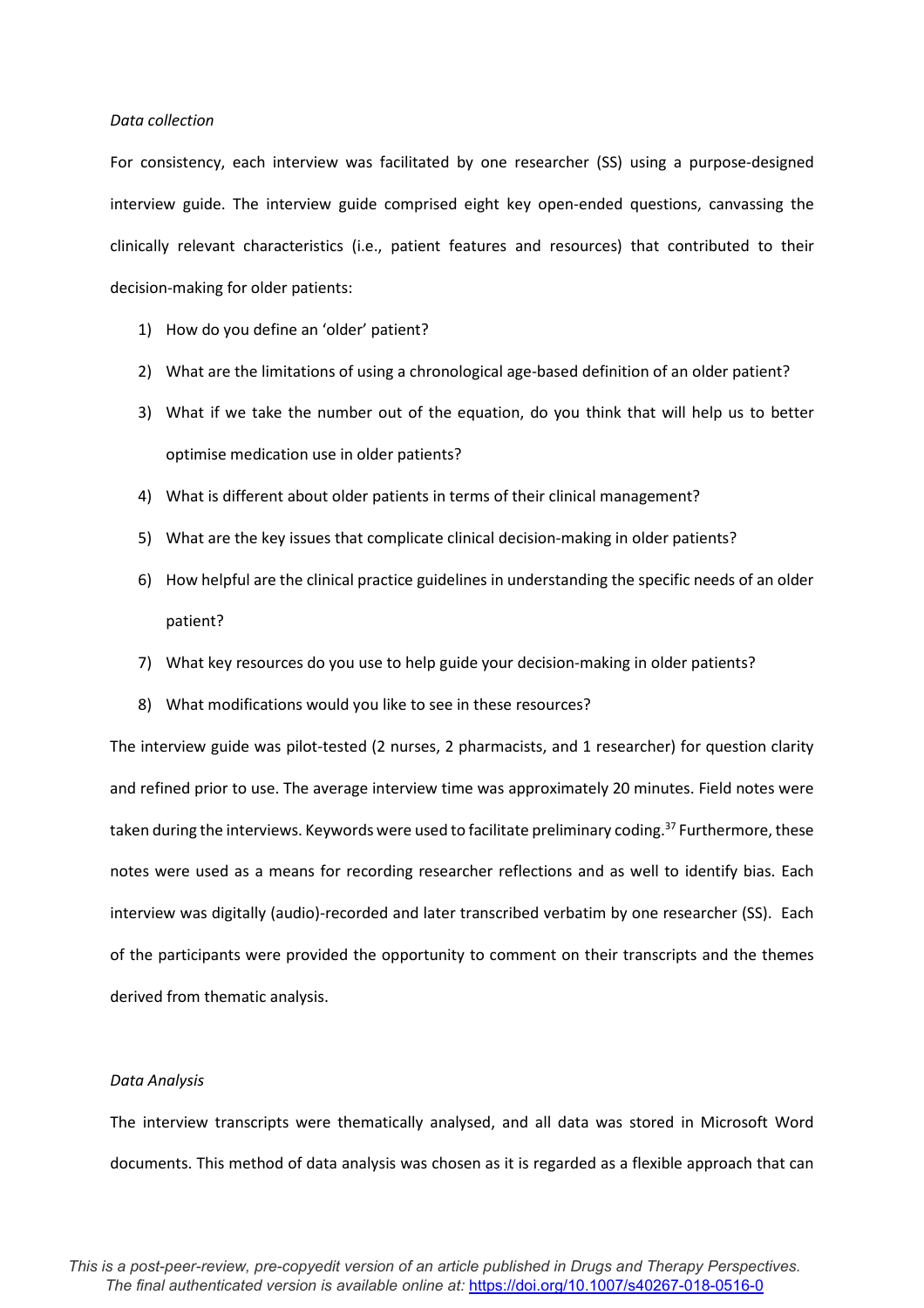*Data collection*

For consistency, each interview was facilitated by one researcher (SS) using a purpose-designed interview guide. The interview guide comprised eight key open-ended questions, canvassing the clinically relevant characteristics (i.e., patient features and resources) that contributed to their decision-making for older patients:

1) How do you define an 'older' patient?
2) What are the limitations of using a chronological age-based definition of an older patient?
3) What if we take the number out of the equation, do you think that will help us to better optimise medication use in older patients?
4) What is different about older patients in terms of their clinical management?
5) What are the key issues that complicate clinical decision-making in older patients?
6) How helpful are the clinical practice guidelines in understanding the specific needs of an older patient?
7) What key resources do you use to help guide your decision-making in older patients?
8) What modifications would you like to see in these resources?

The interview guide was pilot-tested (2 nurses, 2 pharmacists, and 1 researcher) for question clarity and refined prior to use. The average interview time was approximately 20 minutes. Field notes were taken during the interviews. Keywords were used to facilitate preliminary coding.[37] Furthermore, these notes were used as a means for recording researcher reflections and as well to identify bias. Each interview was digitally (audio)-recorded and later transcribed verbatim by one researcher (SS). Each of the participants were provided the opportunity to comment on their transcripts and the themes derived from thematic analysis.

*Data Analysis*

The interview transcripts were thematically analysed, and all data was stored in Microsoft Word documents. This method of data analysis was chosen as it is regarded as a flexible approach that can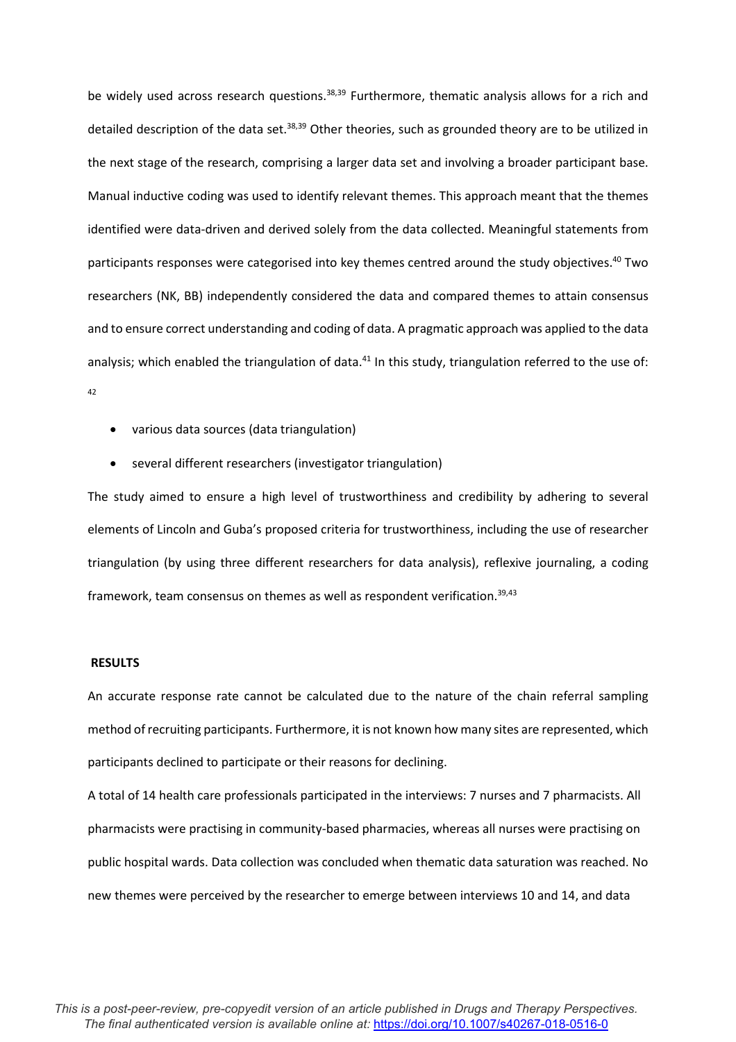be widely used across research questions.[38,39] Furthermore, thematic analysis allows for a rich and detailed description of the data set.[38,39] Other theories, such as grounded theory are to be utilized in the next stage of the research, comprising a larger data set and involving a broader participant base. Manual inductive coding was used to identify relevant themes. This approach meant that the themes identified were data-driven and derived solely from the data collected. Meaningful statements from participants responses were categorised into key themes centred around the study objectives.[40] Two researchers (NK, BB) independently considered the data and compared themes to attain consensus and to ensure correct understanding and coding of data. A pragmatic approach was applied to the data analysis; which enabled the triangulation of data.[41] In this study, triangulation referred to the use of: [42]

- various data sources (data triangulation)
- several different researchers (investigator triangulation)

The study aimed to ensure a high level of trustworthiness and credibility by adhering to several elements of Lincoln and Guba's proposed criteria for trustworthiness, including the use of researcher triangulation (by using three different researchers for data analysis), reflexive journaling, a coding framework, team consensus on themes as well as respondent verification.[39,43]

## RESULTS

An accurate response rate cannot be calculated due to the nature of the chain referral sampling method of recruiting participants. Furthermore, it is not known how many sites are represented, which participants declined to participate or their reasons for declining.

A total of 14 health care professionals participated in the interviews: 7 nurses and 7 pharmacists. All pharmacists were practising in community-based pharmacies, whereas all nurses were practising on public hospital wards. Data collection was concluded when thematic data saturation was reached. No new themes were perceived by the researcher to emerge between interviews 10 and 14, and data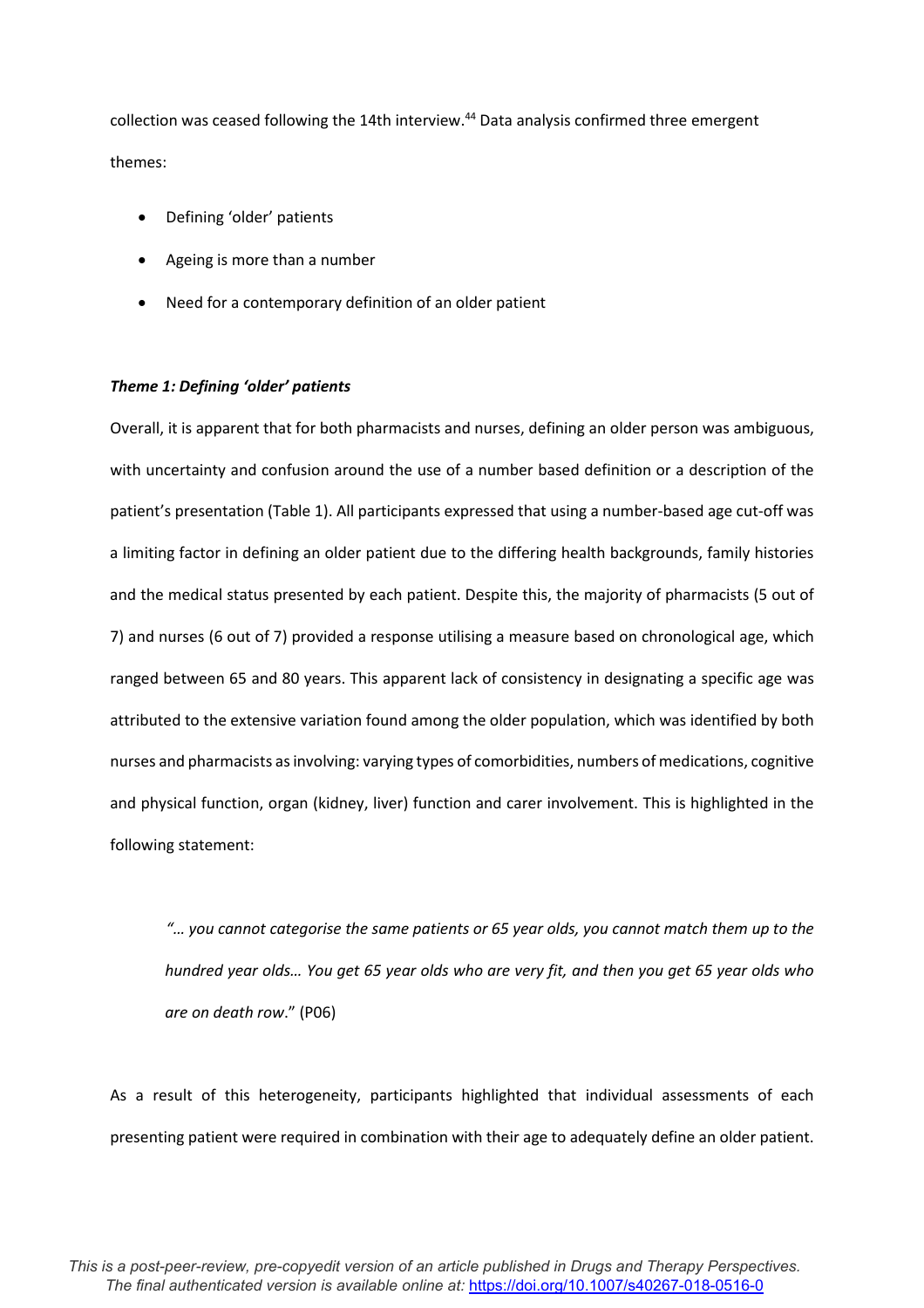collection was ceased following the 14th interview.[44] Data analysis confirmed three emergent themes:

- Defining 'older' patients
- Ageing is more than a number
- Need for a contemporary definition of an older patient

***Theme 1: Defining 'older' patients***

Overall, it is apparent that for both pharmacists and nurses, defining an older person was ambiguous, with uncertainty and confusion around the use of a number based definition or a description of the patient's presentation (Table 1). All participants expressed that using a number-based age cut-off was a limiting factor in defining an older patient due to the differing health backgrounds, family histories and the medical status presented by each patient. Despite this, the majority of pharmacists (5 out of 7) and nurses (6 out of 7) provided a response utilising a measure based on chronological age, which ranged between 65 and 80 years. This apparent lack of consistency in designating a specific age was attributed to the extensive variation found among the older population, which was identified by both nurses and pharmacists as involving: varying types of comorbidities, numbers of medications, cognitive and physical function, organ (kidney, liver) function and carer involvement. This is highlighted in the following statement:

> *"… you cannot categorise the same patients or 65 year olds, you cannot match them up to the hundred year olds… You get 65 year olds who are very fit, and then you get 65 year olds who are on death row*." (P06)

As a result of this heterogeneity, participants highlighted that individual assessments of each presenting patient were required in combination with their age to adequately define an older patient.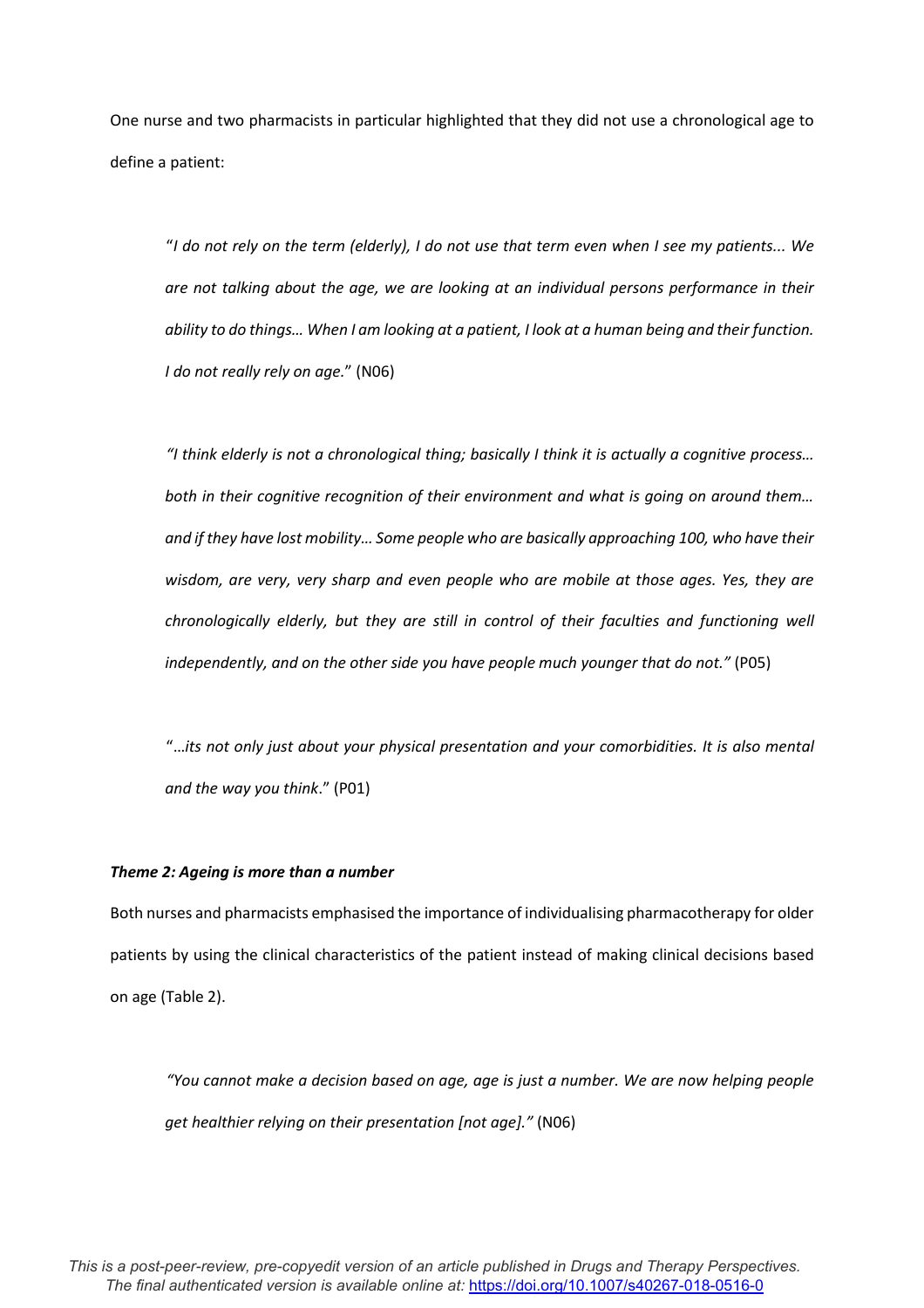One nurse and two pharmacists in particular highlighted that they did not use a chronological age to define a patient:

> "*I do not rely on the term (elderly), I do not use that term even when I see my patients... We are not talking about the age, we are looking at an individual persons performance in their ability to do things… When I am looking at a patient, I look at a human being and their function. I do not really rely on age.*" (N06)

> *"I think elderly is not a chronological thing; basically I think it is actually a cognitive process… both in their cognitive recognition of their environment and what is going on around them… and if they have lost mobility… Some people who are basically approaching 100, who have their wisdom, are very, very sharp and even people who are mobile at those ages. Yes, they are chronologically elderly, but they are still in control of their faculties and functioning well independently, and on the other side you have people much younger that do not."* (P05)

> "*…its not only just about your physical presentation and your comorbidities. It is also mental and the way you think*." (P01)

***Theme 2: Ageing is more than a number***

Both nurses and pharmacists emphasised the importance of individualising pharmacotherapy for older patients by using the clinical characteristics of the patient instead of making clinical decisions based on age (Table 2).

> *"You cannot make a decision based on age, age is just a number. We are now helping people get healthier relying on their presentation [not age]."* (N06)

*This is a post-peer-review, pre-copyedit version of an article published in Drugs and Therapy Perspectives. The final authenticated version is available online at:* https://doi.org/10.1007/s40267-018-0516-0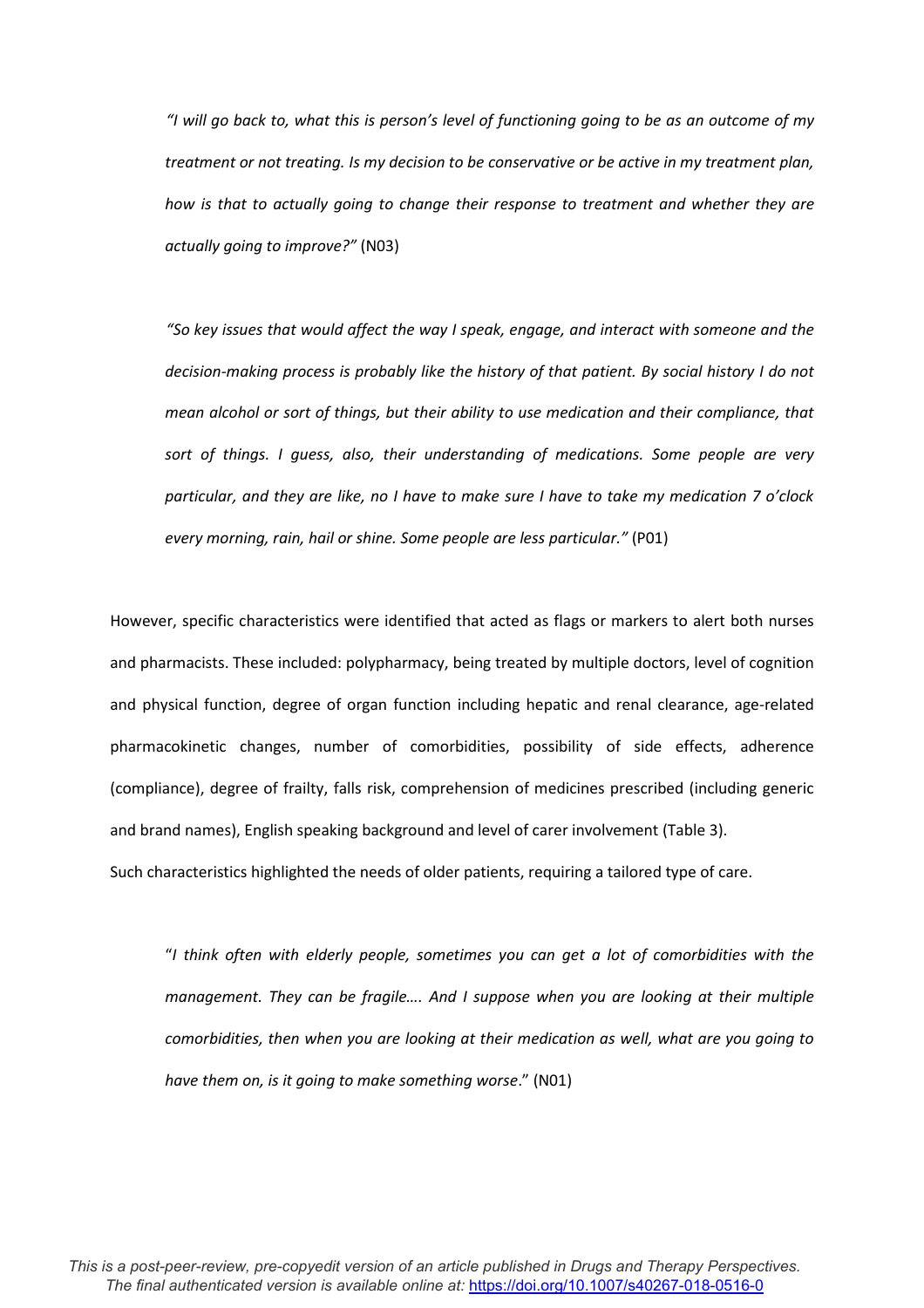> *"I will go back to, what this is person's level of functioning going to be as an outcome of my treatment or not treating. Is my decision to be conservative or be active in my treatment plan, how is that to actually going to change their response to treatment and whether they are actually going to improve?"* (N03)

> *"So key issues that would affect the way I speak, engage, and interact with someone and the decision-making process is probably like the history of that patient. By social history I do not mean alcohol or sort of things, but their ability to use medication and their compliance, that sort of things. I guess, also, their understanding of medications. Some people are very particular, and they are like, no I have to make sure I have to take my medication 7 o'clock every morning, rain, hail or shine. Some people are less particular."* (P01)

However, specific characteristics were identified that acted as flags or markers to alert both nurses and pharmacists. These included: polypharmacy, being treated by multiple doctors, level of cognition and physical function, degree of organ function including hepatic and renal clearance, age-related pharmacokinetic changes, number of comorbidities, possibility of side effects, adherence (compliance), degree of frailty, falls risk, comprehension of medicines prescribed (including generic and brand names), English speaking background and level of carer involvement (Table 3).

Such characteristics highlighted the needs of older patients, requiring a tailored type of care.

> "*I think often with elderly people, sometimes you can get a lot of comorbidities with the management. They can be fragile…. And I suppose when you are looking at their multiple comorbidities, then when you are looking at their medication as well, what are you going to have them on, is it going to make something worse*." (N01)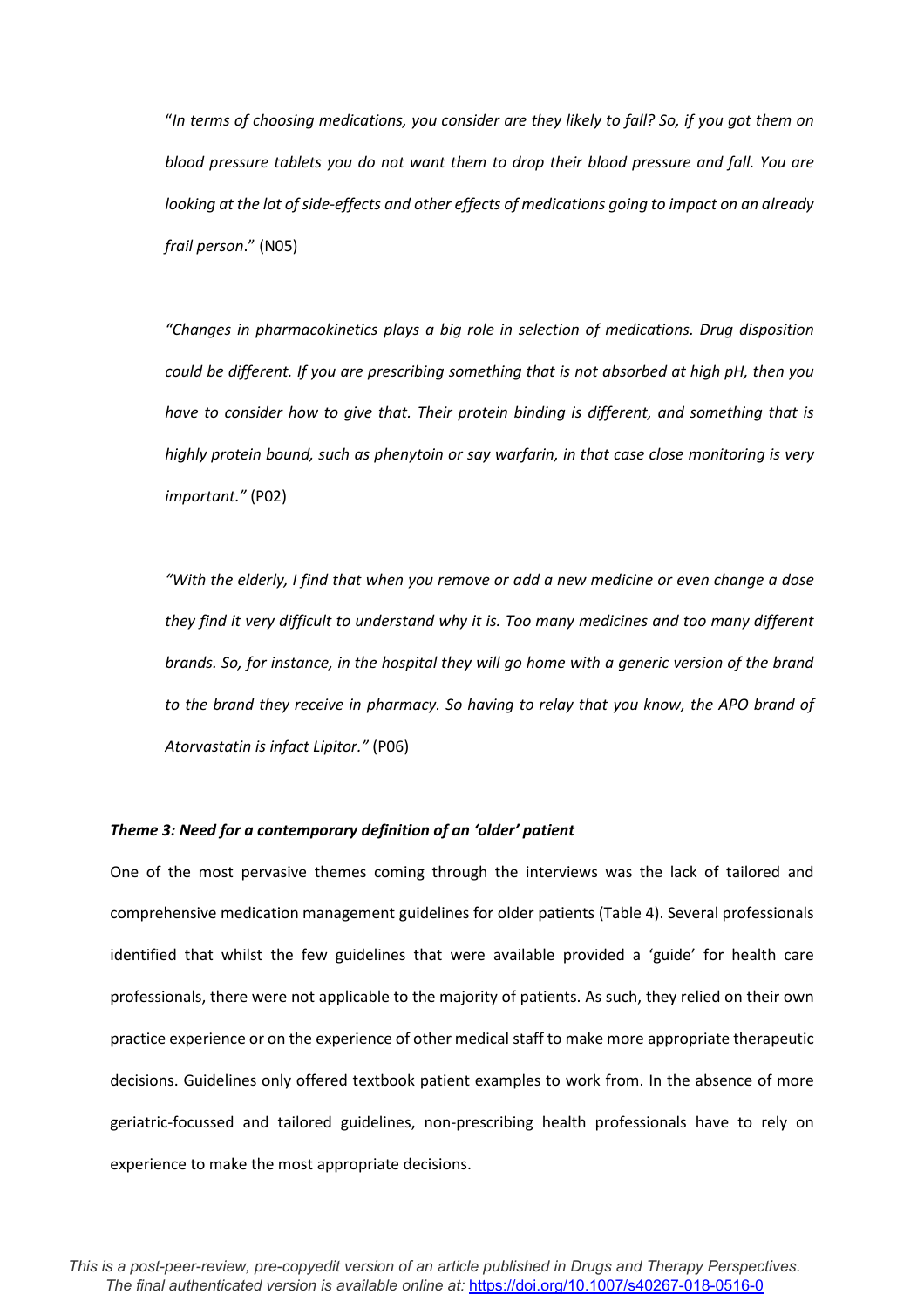"*In terms of choosing medications, you consider are they likely to fall? So, if you got them on blood pressure tablets you do not want them to drop their blood pressure and fall. You are looking at the lot of side-effects and other effects of medications going to impact on an already frail person*." (N05)

*"Changes in pharmacokinetics plays a big role in selection of medications. Drug disposition could be different. If you are prescribing something that is not absorbed at high pH, then you have to consider how to give that. Their protein binding is different, and something that is highly protein bound, such as phenytoin or say warfarin, in that case close monitoring is very important."* (P02)

*"With the elderly, I find that when you remove or add a new medicine or even change a dose they find it very difficult to understand why it is. Too many medicines and too many different brands. So, for instance, in the hospital they will go home with a generic version of the brand to the brand they receive in pharmacy. So having to relay that you know, the APO brand of Atorvastatin is infact Lipitor."* (P06)

***Theme 3: Need for a contemporary definition of an 'older' patient***

One of the most pervasive themes coming through the interviews was the lack of tailored and comprehensive medication management guidelines for older patients (Table 4). Several professionals identified that whilst the few guidelines that were available provided a 'guide' for health care professionals, there were not applicable to the majority of patients. As such, they relied on their own practice experience or on the experience of other medical staff to make more appropriate therapeutic decisions. Guidelines only offered textbook patient examples to work from. In the absence of more geriatric-focussed and tailored guidelines, non-prescribing health professionals have to rely on experience to make the most appropriate decisions.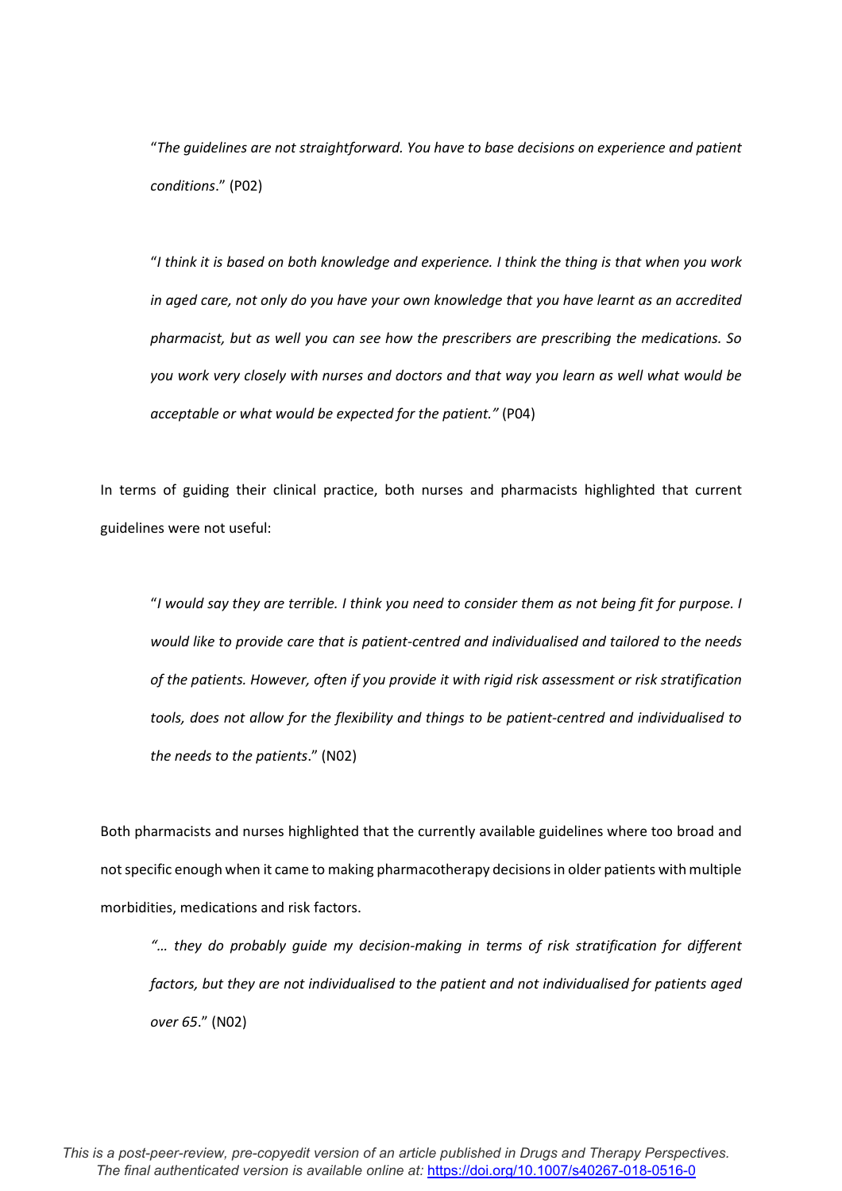"*The guidelines are not straightforward. You have to base decisions on experience and patient conditions*." (P02)

"*I think it is based on both knowledge and experience. I think the thing is that when you work in aged care, not only do you have your own knowledge that you have learnt as an accredited pharmacist, but as well you can see how the prescribers are prescribing the medications. So you work very closely with nurses and doctors and that way you learn as well what would be acceptable or what would be expected for the patient."* (P04)

In terms of guiding their clinical practice, both nurses and pharmacists highlighted that current guidelines were not useful:

"*I would say they are terrible. I think you need to consider them as not being fit for purpose. I would like to provide care that is patient-centred and individualised and tailored to the needs of the patients. However, often if you provide it with rigid risk assessment or risk stratification tools, does not allow for the flexibility and things to be patient-centred and individualised to the needs to the patients*." (N02)

Both pharmacists and nurses highlighted that the currently available guidelines where too broad and not specific enough when it came to making pharmacotherapy decisions in older patients with multiple morbidities, medications and risk factors.

*"… they do probably guide my decision-making in terms of risk stratification for different factors, but they are not individualised to the patient and not individualised for patients aged over 65*." (N02)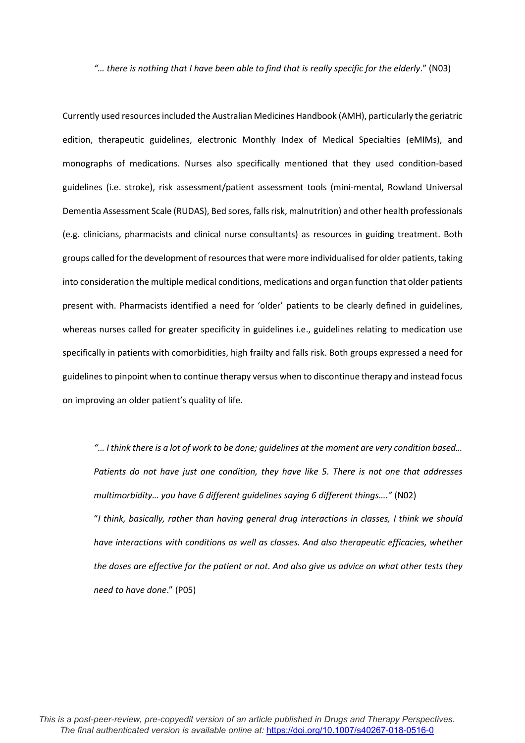*"… there is nothing that I have been able to find that is really specific for the elderly*." (N03)

Currently used resources included the Australian Medicines Handbook (AMH), particularly the geriatric edition, therapeutic guidelines, electronic Monthly Index of Medical Specialties (eMIMs), and monographs of medications. Nurses also specifically mentioned that they used condition-based guidelines (i.e. stroke), risk assessment/patient assessment tools (mini-mental, Rowland Universal Dementia Assessment Scale (RUDAS), Bed sores, falls risk, malnutrition) and other health professionals (e.g. clinicians, pharmacists and clinical nurse consultants) as resources in guiding treatment. Both groups called for the development of resources that were more individualised for older patients, taking into consideration the multiple medical conditions, medications and organ function that older patients present with. Pharmacists identified a need for 'older' patients to be clearly defined in guidelines, whereas nurses called for greater specificity in guidelines i.e., guidelines relating to medication use specifically in patients with comorbidities, high frailty and falls risk. Both groups expressed a need for guidelines to pinpoint when to continue therapy versus when to discontinue therapy and instead focus on improving an older patient's quality of life.

> *"… I think there is a lot of work to be done; guidelines at the moment are very condition based… Patients do not have just one condition, they have like 5. There is not one that addresses multimorbidity… you have 6 different guidelines saying 6 different things…."* (N02)
>
> "*I think, basically, rather than having general drug interactions in classes, I think we should have interactions with conditions as well as classes. And also therapeutic efficacies, whether the doses are effective for the patient or not. And also give us advice on what other tests they need to have done*." (P05)

*This is a post-peer-review, pre-copyedit version of an article published in Drugs and Therapy Perspectives. The final authenticated version is available online at:* https://doi.org/10.1007/s40267-018-0516-0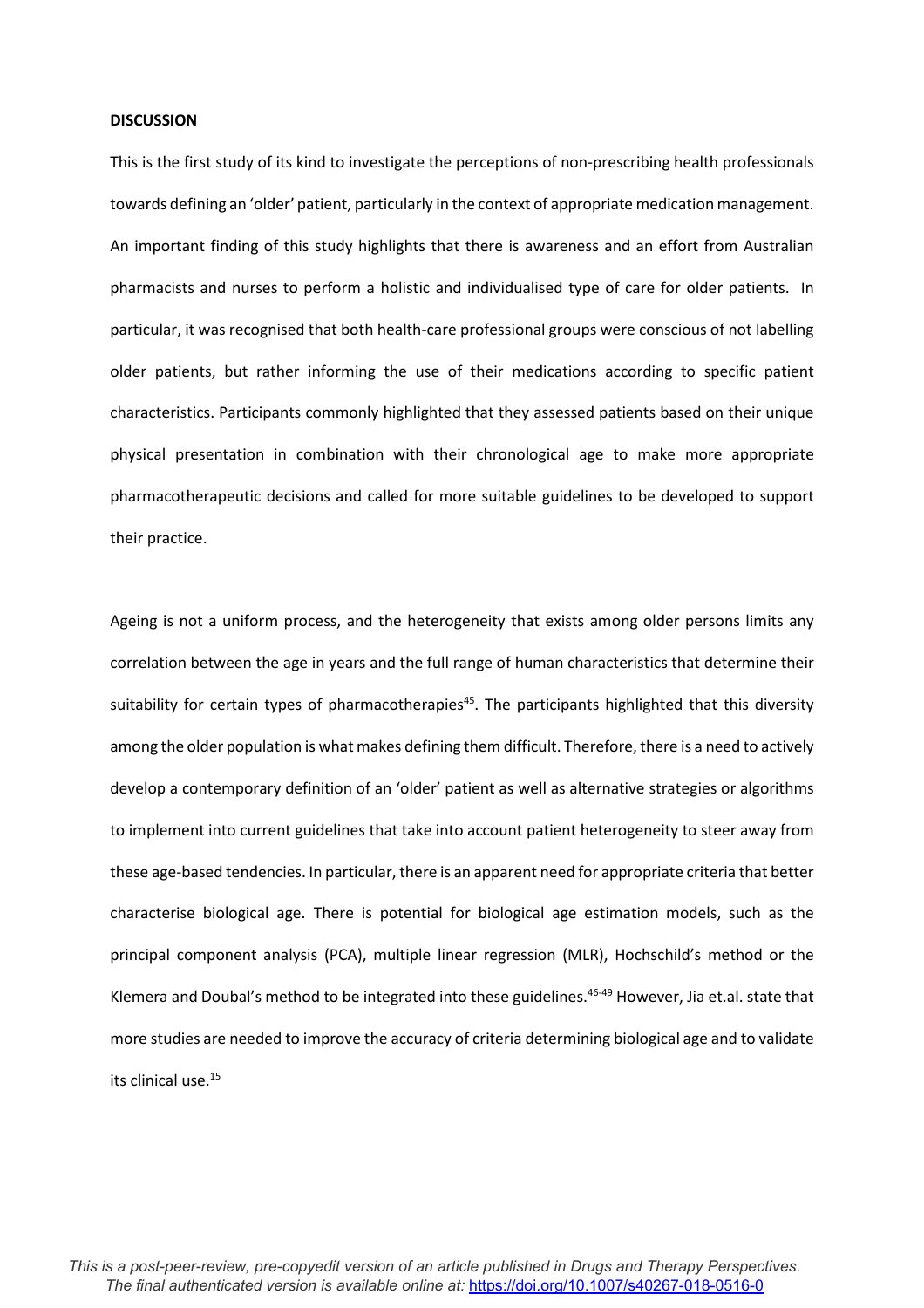## DISCUSSION

This is the first study of its kind to investigate the perceptions of non-prescribing health professionals towards defining an 'older' patient, particularly in the context of appropriate medication management. An important finding of this study highlights that there is awareness and an effort from Australian pharmacists and nurses to perform a holistic and individualised type of care for older patients. In particular, it was recognised that both health-care professional groups were conscious of not labelling older patients, but rather informing the use of their medications according to specific patient characteristics. Participants commonly highlighted that they assessed patients based on their unique physical presentation in combination with their chronological age to make more appropriate pharmacotherapeutic decisions and called for more suitable guidelines to be developed to support their practice.

Ageing is not a uniform process, and the heterogeneity that exists among older persons limits any correlation between the age in years and the full range of human characteristics that determine their suitability for certain types of pharmacotherapies[45]. The participants highlighted that this diversity among the older population is what makes defining them difficult. Therefore, there is a need to actively develop a contemporary definition of an 'older' patient as well as alternative strategies or algorithms to implement into current guidelines that take into account patient heterogeneity to steer away from these age-based tendencies. In particular, there is an apparent need for appropriate criteria that better characterise biological age. There is potential for biological age estimation models, such as the principal component analysis (PCA), multiple linear regression (MLR), Hochschild's method or the Klemera and Doubal's method to be integrated into these guidelines.[46-49] However, Jia et.al. state that more studies are needed to improve the accuracy of criteria determining biological age and to validate its clinical use.[15]

*This is a post-peer-review, pre-copyedit version of an article published in Drugs and Therapy Perspectives. The final authenticated version is available online at:* https://doi.org/10.1007/s40267-018-0516-0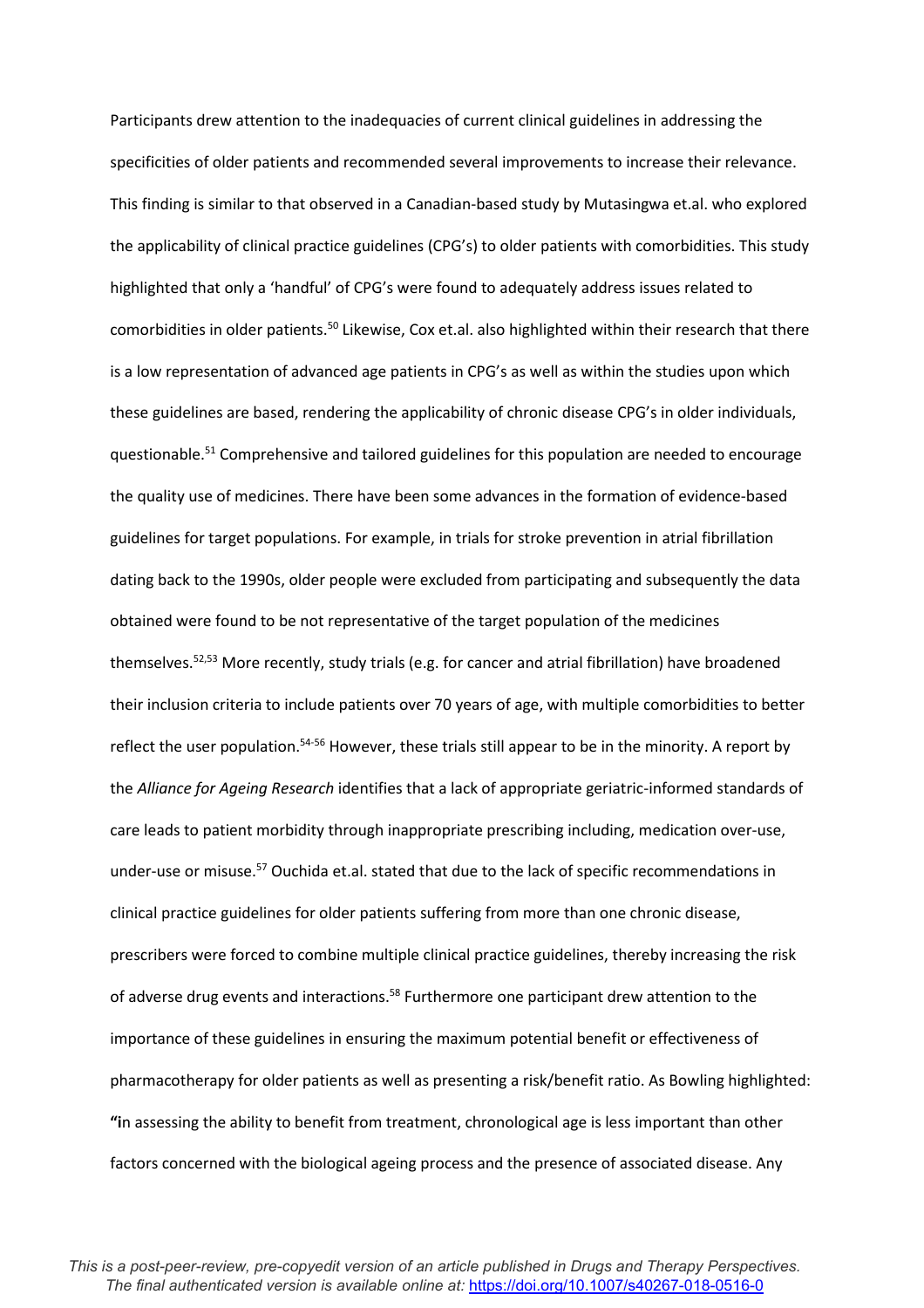Participants drew attention to the inadequacies of current clinical guidelines in addressing the specificities of older patients and recommended several improvements to increase their relevance. This finding is similar to that observed in a Canadian-based study by Mutasingwa et.al. who explored the applicability of clinical practice guidelines (CPG's) to older patients with comorbidities. This study highlighted that only a 'handful' of CPG's were found to adequately address issues related to comorbidities in older patients.[50] Likewise, Cox et.al. also highlighted within their research that there is a low representation of advanced age patients in CPG's as well as within the studies upon which these guidelines are based, rendering the applicability of chronic disease CPG's in older individuals, questionable.[51] Comprehensive and tailored guidelines for this population are needed to encourage the quality use of medicines. There have been some advances in the formation of evidence-based guidelines for target populations. For example, in trials for stroke prevention in atrial fibrillation dating back to the 1990s, older people were excluded from participating and subsequently the data obtained were found to be not representative of the target population of the medicines themselves.[52,53] More recently, study trials (e.g. for cancer and atrial fibrillation) have broadened their inclusion criteria to include patients over 70 years of age, with multiple comorbidities to better reflect the user population.[54-56] However, these trials still appear to be in the minority. A report by the *Alliance for Ageing Research* identifies that a lack of appropriate geriatric-informed standards of care leads to patient morbidity through inappropriate prescribing including, medication over-use, under-use or misuse.[57] Ouchida et.al. stated that due to the lack of specific recommendations in clinical practice guidelines for older patients suffering from more than one chronic disease, prescribers were forced to combine multiple clinical practice guidelines, thereby increasing the risk of adverse drug events and interactions.[58] Furthermore one participant drew attention to the importance of these guidelines in ensuring the maximum potential benefit or effectiveness of pharmacotherapy for older patients as well as presenting a risk/benefit ratio. As Bowling highlighted: **"i**n assessing the ability to benefit from treatment, chronological age is less important than other factors concerned with the biological ageing process and the presence of associated disease. Any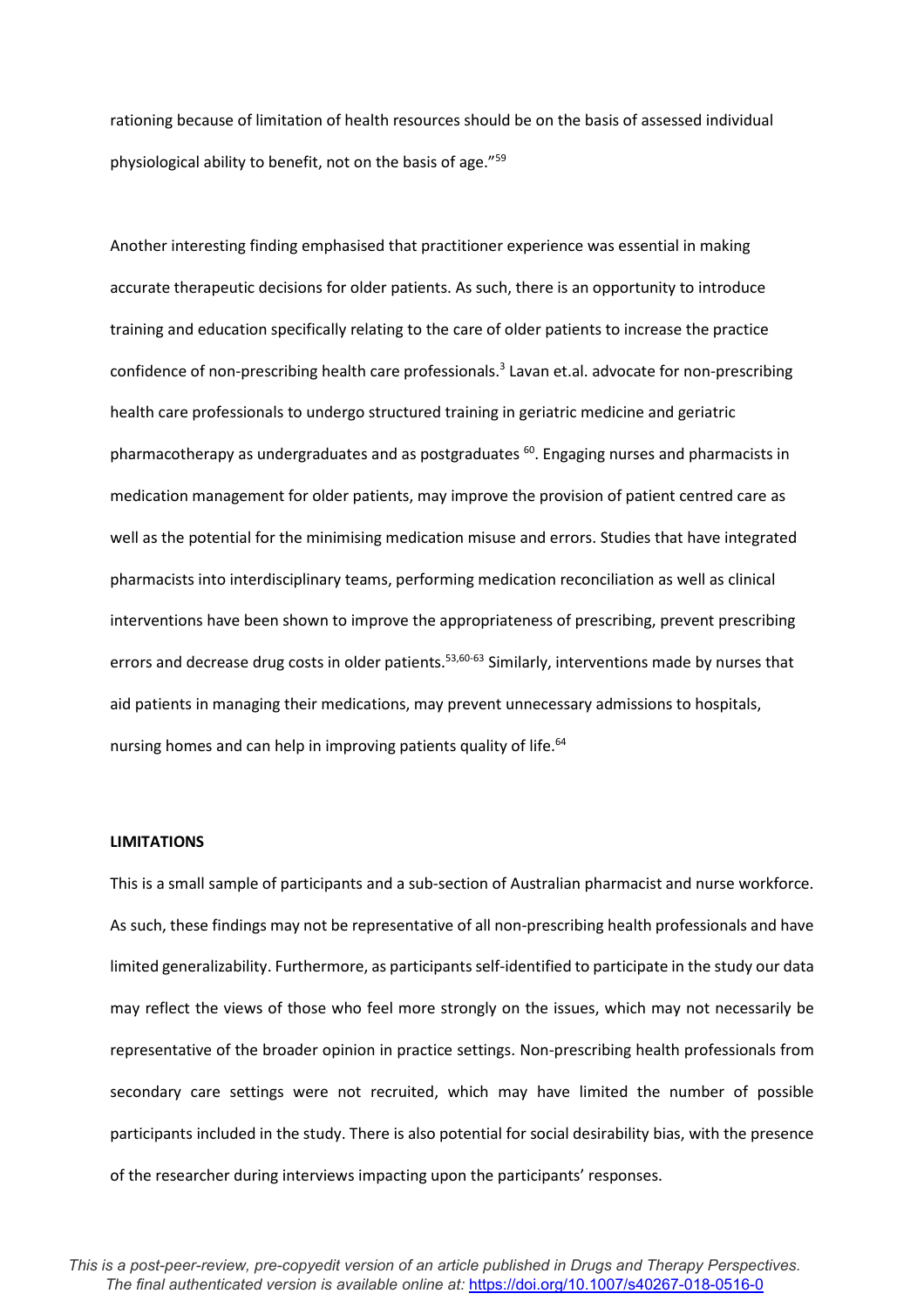rationing because of limitation of health resources should be on the basis of assessed individual physiological ability to benefit, not on the basis of age."[59]

Another interesting finding emphasised that practitioner experience was essential in making accurate therapeutic decisions for older patients. As such, there is an opportunity to introduce training and education specifically relating to the care of older patients to increase the practice confidence of non-prescribing health care professionals.[3] Lavan et.al. advocate for non-prescribing health care professionals to undergo structured training in geriatric medicine and geriatric pharmacotherapy as undergraduates and as postgraduates [60]. Engaging nurses and pharmacists in medication management for older patients, may improve the provision of patient centred care as well as the potential for the minimising medication misuse and errors. Studies that have integrated pharmacists into interdisciplinary teams, performing medication reconciliation as well as clinical interventions have been shown to improve the appropriateness of prescribing, prevent prescribing errors and decrease drug costs in older patients.[53,60-63] Similarly, interventions made by nurses that aid patients in managing their medications, may prevent unnecessary admissions to hospitals, nursing homes and can help in improving patients quality of life.[64]

**LIMITATIONS**

This is a small sample of participants and a sub-section of Australian pharmacist and nurse workforce. As such, these findings may not be representative of all non-prescribing health professionals and have limited generalizability. Furthermore, as participants self-identified to participate in the study our data may reflect the views of those who feel more strongly on the issues, which may not necessarily be representative of the broader opinion in practice settings. Non-prescribing health professionals from secondary care settings were not recruited, which may have limited the number of possible participants included in the study. There is also potential for social desirability bias, with the presence of the researcher during interviews impacting upon the participants' responses.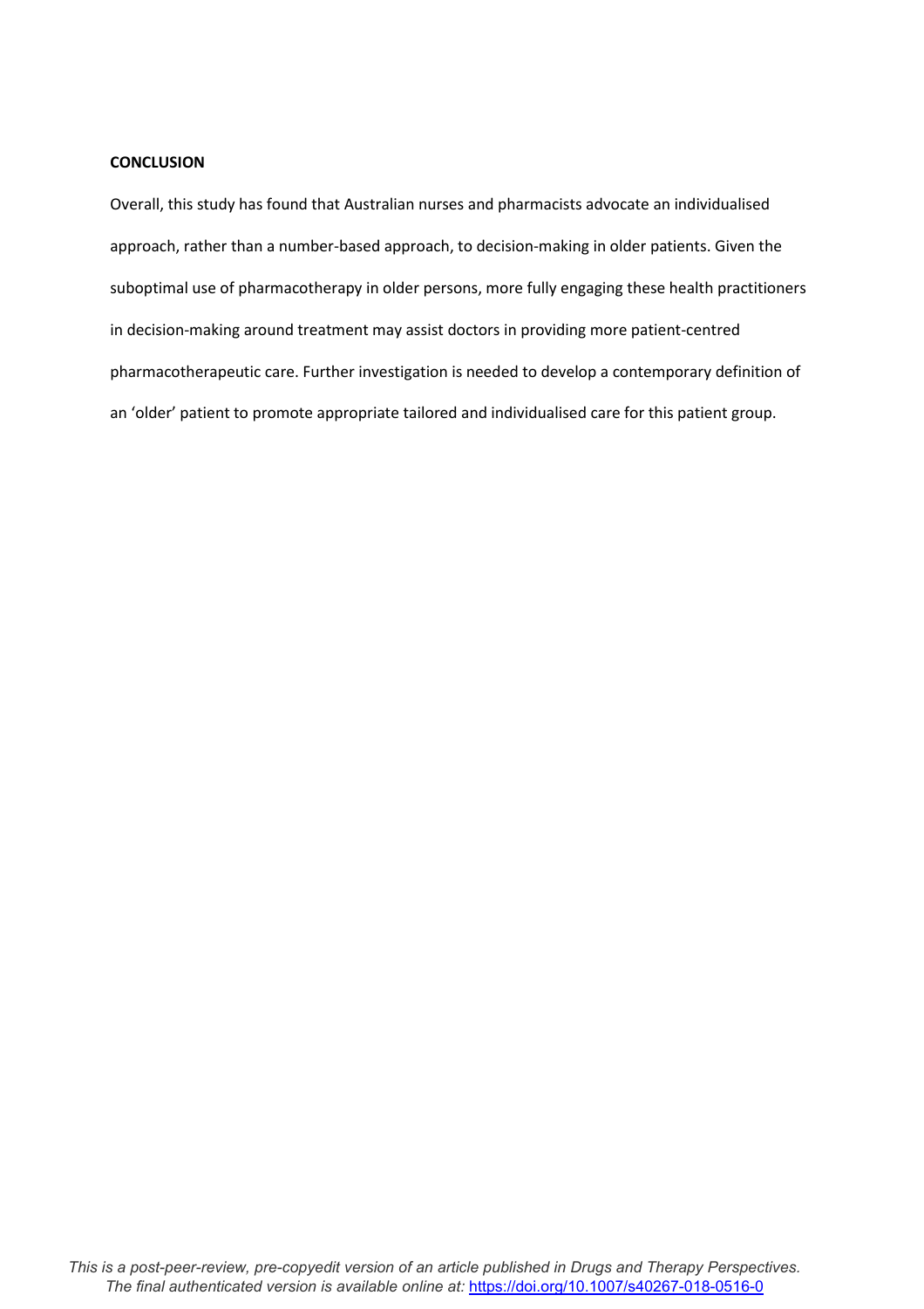## CONCLUSION

Overall, this study has found that Australian nurses and pharmacists advocate an individualised approach, rather than a number-based approach, to decision-making in older patients. Given the suboptimal use of pharmacotherapy in older persons, more fully engaging these health practitioners in decision-making around treatment may assist doctors in providing more patient-centred pharmacotherapeutic care. Further investigation is needed to develop a contemporary definition of an 'older' patient to promote appropriate tailored and individualised care for this patient group.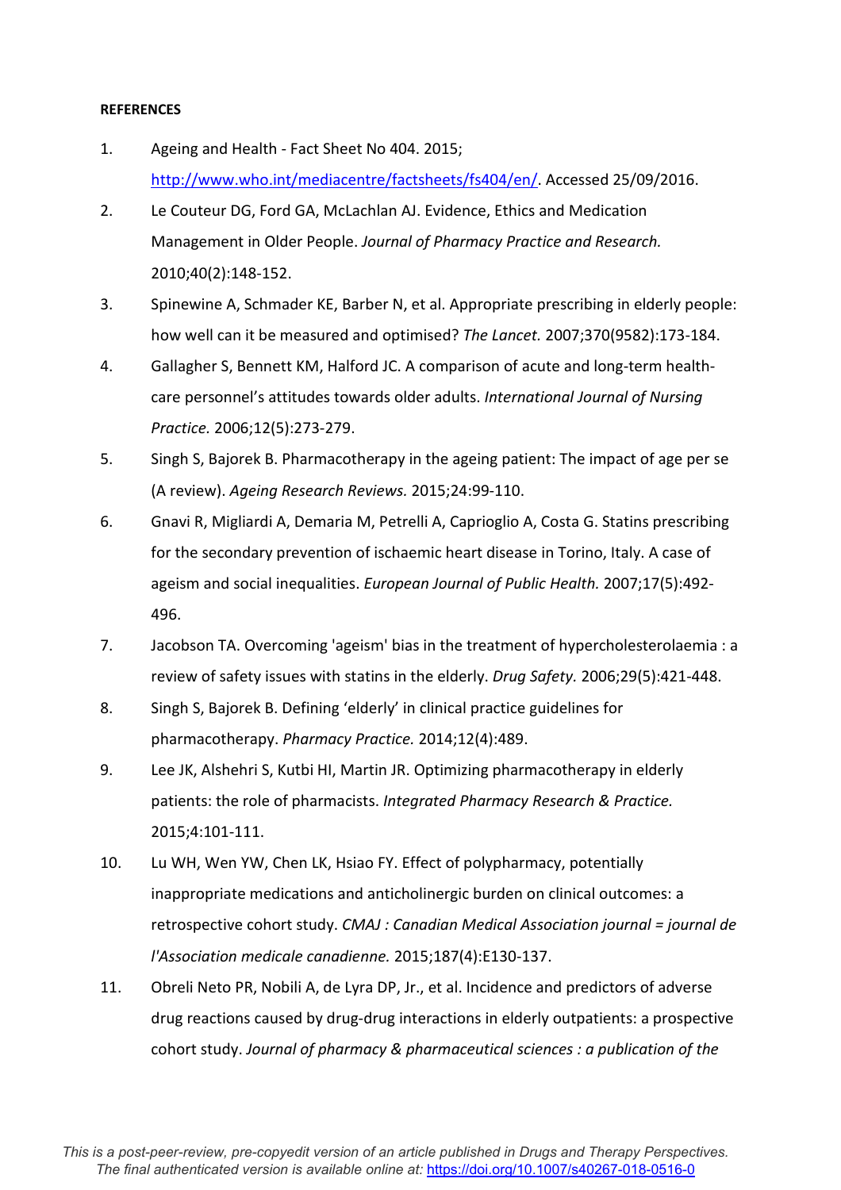**REFERENCES**

1. Ageing and Health - Fact Sheet No 404. 2015; http://www.who.int/mediacentre/factsheets/fs404/en/. Accessed 25/09/2016.
2. Le Couteur DG, Ford GA, McLachlan AJ. Evidence, Ethics and Medication Management in Older People. *Journal of Pharmacy Practice and Research.* 2010;40(2):148-152.
3. Spinewine A, Schmader KE, Barber N, et al. Appropriate prescribing in elderly people: how well can it be measured and optimised? *The Lancet.* 2007;370(9582):173-184.
4. Gallagher S, Bennett KM, Halford JC. A comparison of acute and long-term health-care personnel's attitudes towards older adults. *International Journal of Nursing Practice.* 2006;12(5):273-279.
5. Singh S, Bajorek B. Pharmacotherapy in the ageing patient: The impact of age per se (A review). *Ageing Research Reviews.* 2015;24:99-110.
6. Gnavi R, Migliardi A, Demaria M, Petrelli A, Caprioglio A, Costa G. Statins prescribing for the secondary prevention of ischaemic heart disease in Torino, Italy. A case of ageism and social inequalities. *European Journal of Public Health.* 2007;17(5):492-496.
7. Jacobson TA. Overcoming 'ageism' bias in the treatment of hypercholesterolaemia : a review of safety issues with statins in the elderly. *Drug Safety.* 2006;29(5):421-448.
8. Singh S, Bajorek B. Defining 'elderly' in clinical practice guidelines for pharmacotherapy. *Pharmacy Practice.* 2014;12(4):489.
9. Lee JK, Alshehri S, Kutbi HI, Martin JR. Optimizing pharmacotherapy in elderly patients: the role of pharmacists. *Integrated Pharmacy Research & Practice.* 2015;4:101-111.
10. Lu WH, Wen YW, Chen LK, Hsiao FY. Effect of polypharmacy, potentially inappropriate medications and anticholinergic burden on clinical outcomes: a retrospective cohort study. *CMAJ : Canadian Medical Association journal = journal de l'Association medicale canadienne.* 2015;187(4):E130-137.
11. Obreli Neto PR, Nobili A, de Lyra DP, Jr., et al. Incidence and predictors of adverse drug reactions caused by drug-drug interactions in elderly outpatients: a prospective cohort study. *Journal of pharmacy & pharmaceutical sciences : a publication of the*

This is a post-peer-review, pre-copyedit version of an article published in Drugs and Therapy Perspectives. The final authenticated version is available online at: https://doi.org/10.1007/s40267-018-0516-0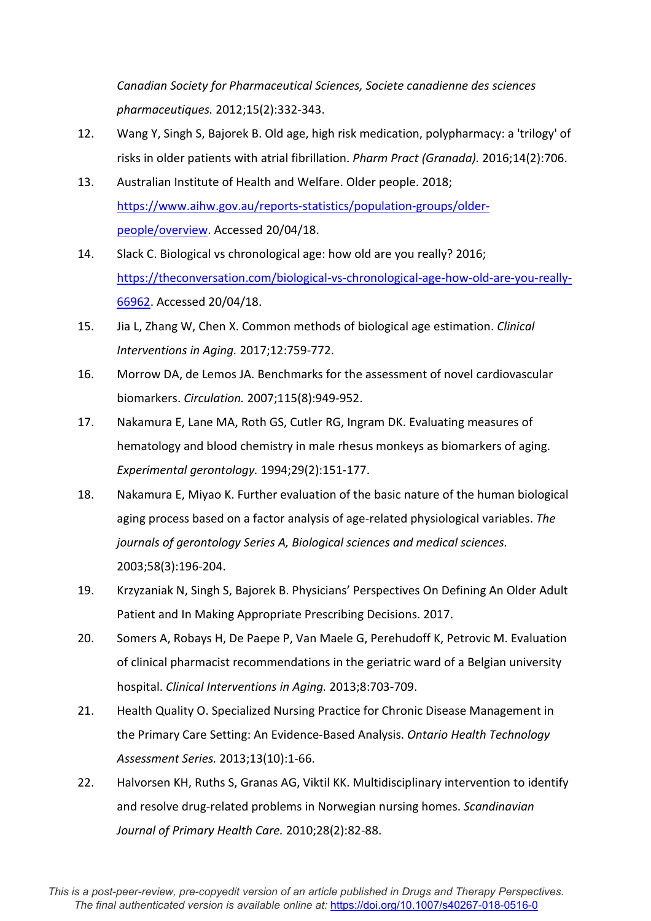*Canadian Society for Pharmaceutical Sciences, Societe canadienne des sciences pharmaceutiques.* 2012;15(2):332-343.

12. Wang Y, Singh S, Bajorek B. Old age, high risk medication, polypharmacy: a 'trilogy' of risks in older patients with atrial fibrillation. *Pharm Pract (Granada).* 2016;14(2):706.
13. Australian Institute of Health and Welfare. Older people. 2018; https://www.aihw.gov.au/reports-statistics/population-groups/older-people/overview. Accessed 20/04/18.
14. Slack C. Biological vs chronological age: how old are you really? 2016; https://theconversation.com/biological-vs-chronological-age-how-old-are-you-really-66962. Accessed 20/04/18.
15. Jia L, Zhang W, Chen X. Common methods of biological age estimation. *Clinical Interventions in Aging.* 2017;12:759-772.
16. Morrow DA, de Lemos JA. Benchmarks for the assessment of novel cardiovascular biomarkers. *Circulation.* 2007;115(8):949-952.
17. Nakamura E, Lane MA, Roth GS, Cutler RG, Ingram DK. Evaluating measures of hematology and blood chemistry in male rhesus monkeys as biomarkers of aging. *Experimental gerontology.* 1994;29(2):151-177.
18. Nakamura E, Miyao K. Further evaluation of the basic nature of the human biological aging process based on a factor analysis of age-related physiological variables. *The journals of gerontology Series A, Biological sciences and medical sciences.* 2003;58(3):196-204.
19. Krzyzaniak N, Singh S, Bajorek B. Physicians' Perspectives On Defining An Older Adult Patient and In Making Appropriate Prescribing Decisions. 2017.
20. Somers A, Robays H, De Paepe P, Van Maele G, Perehudoff K, Petrovic M. Evaluation of clinical pharmacist recommendations in the geriatric ward of a Belgian university hospital. *Clinical Interventions in Aging.* 2013;8:703-709.
21. Health Quality O. Specialized Nursing Practice for Chronic Disease Management in the Primary Care Setting: An Evidence-Based Analysis. *Ontario Health Technology Assessment Series.* 2013;13(10):1-66.
22. Halvorsen KH, Ruths S, Granas AG, Viktil KK. Multidisciplinary intervention to identify and resolve drug-related problems in Norwegian nursing homes. *Scandinavian Journal of Primary Health Care.* 2010;28(2):82-88.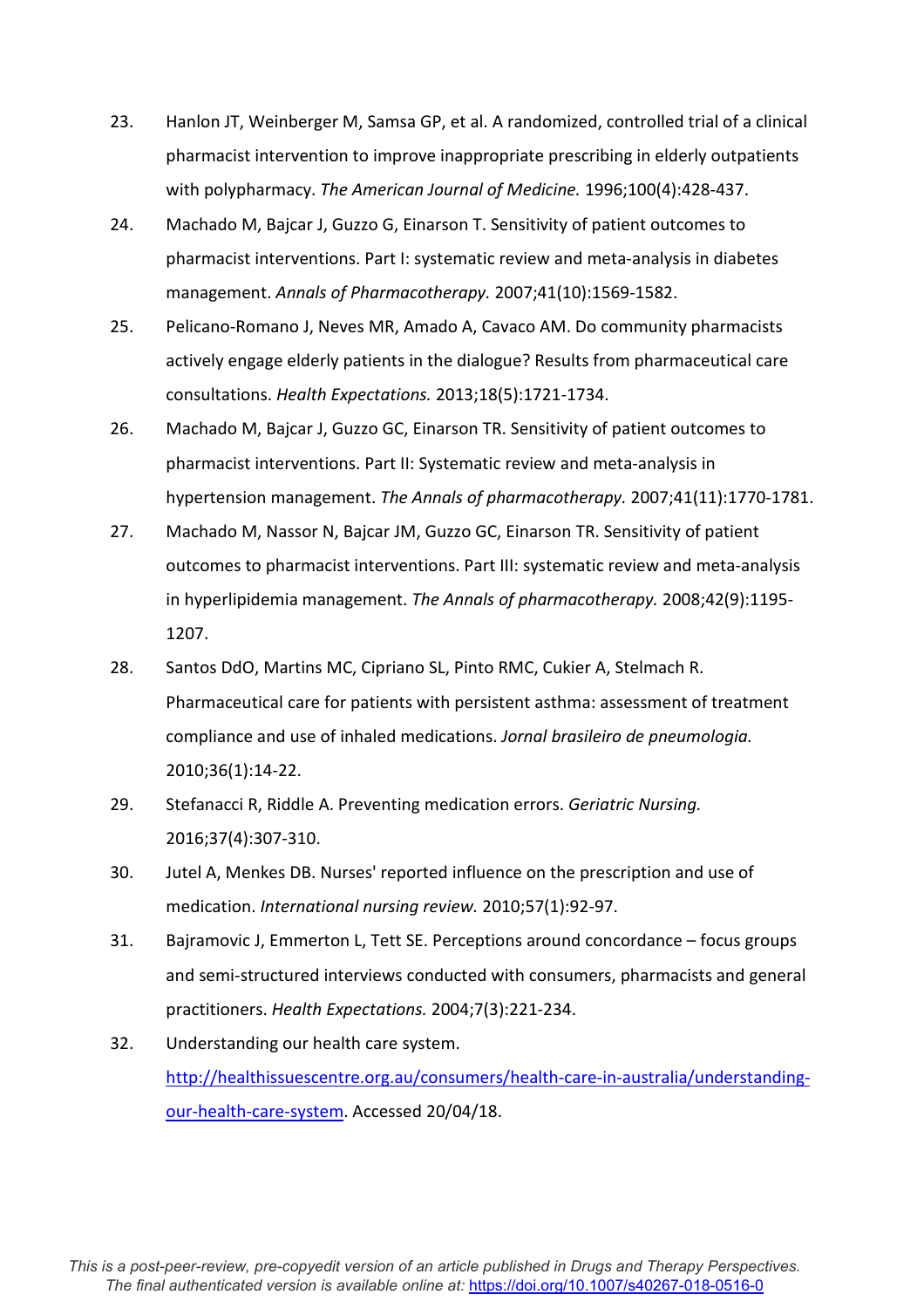23. Hanlon JT, Weinberger M, Samsa GP, et al. A randomized, controlled trial of a clinical pharmacist intervention to improve inappropriate prescribing in elderly outpatients with polypharmacy. *The American Journal of Medicine.* 1996;100(4):428-437.
24. Machado M, Bajcar J, Guzzo G, Einarson T. Sensitivity of patient outcomes to pharmacist interventions. Part I: systematic review and meta-analysis in diabetes management. *Annals of Pharmacotherapy.* 2007;41(10):1569-1582.
25. Pelicano-Romano J, Neves MR, Amado A, Cavaco AM. Do community pharmacists actively engage elderly patients in the dialogue? Results from pharmaceutical care consultations. *Health Expectations.* 2013;18(5):1721-1734.
26. Machado M, Bajcar J, Guzzo GC, Einarson TR. Sensitivity of patient outcomes to pharmacist interventions. Part II: Systematic review and meta-analysis in hypertension management. *The Annals of pharmacotherapy.* 2007;41(11):1770-1781.
27. Machado M, Nassor N, Bajcar JM, Guzzo GC, Einarson TR. Sensitivity of patient outcomes to pharmacist interventions. Part III: systematic review and meta-analysis in hyperlipidemia management. *The Annals of pharmacotherapy.* 2008;42(9):1195-1207.
28. Santos DdO, Martins MC, Cipriano SL, Pinto RMC, Cukier A, Stelmach R. Pharmaceutical care for patients with persistent asthma: assessment of treatment compliance and use of inhaled medications. *Jornal brasileiro de pneumologia.* 2010;36(1):14-22.
29. Stefanacci R, Riddle A. Preventing medication errors. *Geriatric Nursing.* 2016;37(4):307-310.
30. Jutel A, Menkes DB. Nurses' reported influence on the prescription and use of medication. *International nursing review.* 2010;57(1):92-97.
31. Bajramovic J, Emmerton L, Tett SE. Perceptions around concordance – focus groups and semi-structured interviews conducted with consumers, pharmacists and general practitioners. *Health Expectations.* 2004;7(3):221-234.
32. Understanding our health care system. [http://healthissuescentre.org.au/consumers/health-care-in-australia/understanding-our-health-care-system](http://healthissuescentre.org.au/consumers/health-care-in-australia/understanding-our-health-care-system). Accessed 20/04/18.

*This is a post-peer-review, pre-copyedit version of an article published in Drugs and Therapy Perspectives. The final authenticated version is available online at:* [https://doi.org/10.1007/s40267-018-0516-0](https://doi.org/10.1007/s40267-018-0516-0)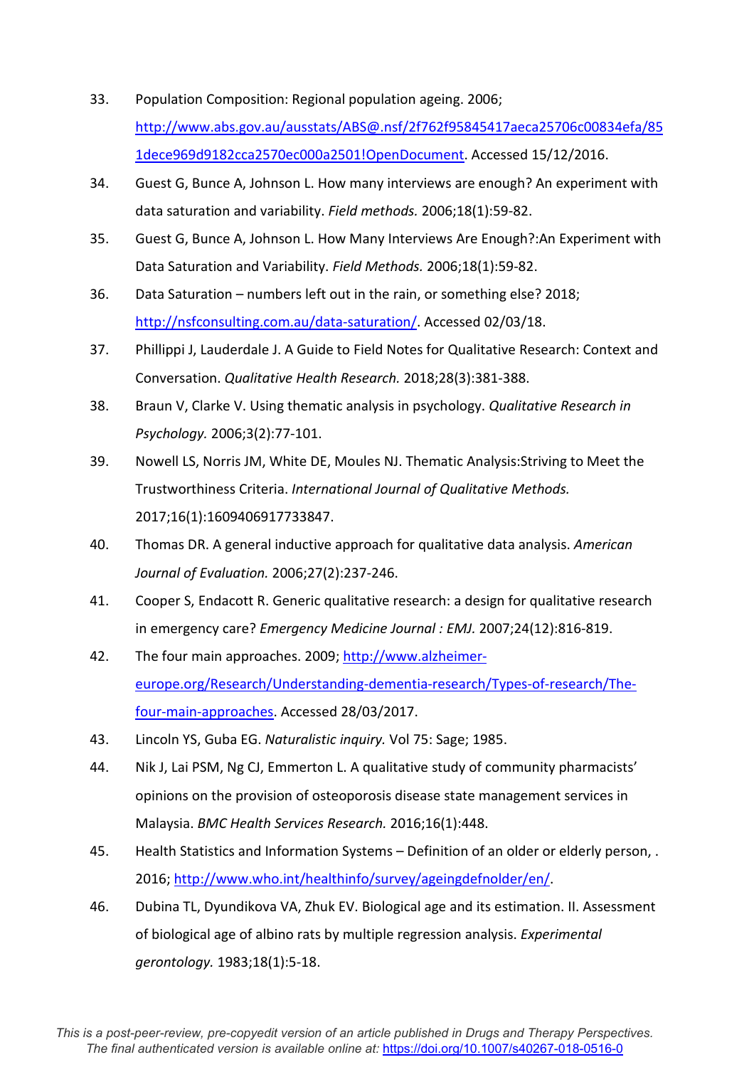33. Population Composition: Regional population ageing. 2006; http://www.abs.gov.au/ausstats/ABS@.nsf/2f762f95845417aeca25706c00834efa/851dece969d9182cca2570ec000a2501!OpenDocument. Accessed 15/12/2016.
34. Guest G, Bunce A, Johnson L. How many interviews are enough? An experiment with data saturation and variability. *Field methods.* 2006;18(1):59-82.
35. Guest G, Bunce A, Johnson L. How Many Interviews Are Enough?:An Experiment with Data Saturation and Variability. *Field Methods.* 2006;18(1):59-82.
36. Data Saturation – numbers left out in the rain, or something else? 2018; http://nsfconsulting.com.au/data-saturation/. Accessed 02/03/18.
37. Phillippi J, Lauderdale J. A Guide to Field Notes for Qualitative Research: Context and Conversation. *Qualitative Health Research.* 2018;28(3):381-388.
38. Braun V, Clarke V. Using thematic analysis in psychology. *Qualitative Research in Psychology.* 2006;3(2):77-101.
39. Nowell LS, Norris JM, White DE, Moules NJ. Thematic Analysis:Striving to Meet the Trustworthiness Criteria. *International Journal of Qualitative Methods.* 2017;16(1):1609406917733847.
40. Thomas DR. A general inductive approach for qualitative data analysis. *American Journal of Evaluation.* 2006;27(2):237-246.
41. Cooper S, Endacott R. Generic qualitative research: a design for qualitative research in emergency care? *Emergency Medicine Journal : EMJ.* 2007;24(12):816-819.
42. The four main approaches. 2009; http://www.alzheimer-europe.org/Research/Understanding-dementia-research/Types-of-research/The-four-main-approaches. Accessed 28/03/2017.
43. Lincoln YS, Guba EG. *Naturalistic inquiry.* Vol 75: Sage; 1985.
44. Nik J, Lai PSM, Ng CJ, Emmerton L. A qualitative study of community pharmacists' opinions on the provision of osteoporosis disease state management services in Malaysia. *BMC Health Services Research.* 2016;16(1):448.
45. Health Statistics and Information Systems – Definition of an older or elderly person, . 2016; http://www.who.int/healthinfo/survey/ageingdefnolder/en/.
46. Dubina TL, Dyundikova VA, Zhuk EV. Biological age and its estimation. II. Assessment of biological age of albino rats by multiple regression analysis. *Experimental gerontology.* 1983;18(1):5-18.

*This is a post-peer-review, pre-copyedit version of an article published in Drugs and Therapy Perspectives. The final authenticated version is available online at: https://doi.org/10.1007/s40267-018-0516-0*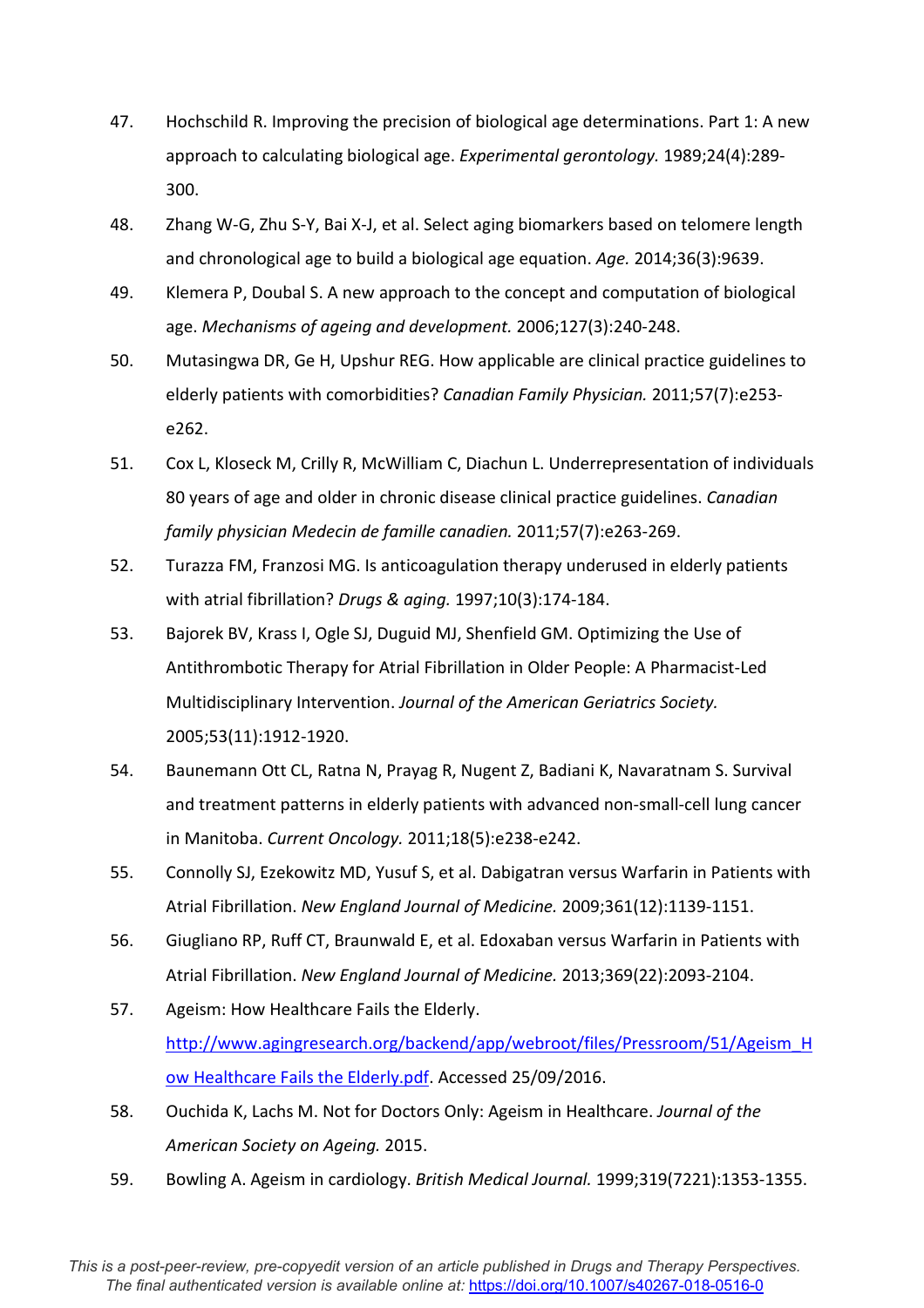47. Hochschild R. Improving the precision of biological age determinations. Part 1: A new approach to calculating biological age. *Experimental gerontology.* 1989;24(4):289-300.
48. Zhang W-G, Zhu S-Y, Bai X-J, et al. Select aging biomarkers based on telomere length and chronological age to build a biological age equation. *Age.* 2014;36(3):9639.
49. Klemera P, Doubal S. A new approach to the concept and computation of biological age. *Mechanisms of ageing and development.* 2006;127(3):240-248.
50. Mutasingwa DR, Ge H, Upshur REG. How applicable are clinical practice guidelines to elderly patients with comorbidities? *Canadian Family Physician.* 2011;57(7):e253-e262.
51. Cox L, Kloseck M, Crilly R, McWilliam C, Diachun L. Underrepresentation of individuals 80 years of age and older in chronic disease clinical practice guidelines. *Canadian family physician Medecin de famille canadien.* 2011;57(7):e263-269.
52. Turazza FM, Franzosi MG. Is anticoagulation therapy underused in elderly patients with atrial fibrillation? *Drugs & aging.* 1997;10(3):174-184.
53. Bajorek BV, Krass I, Ogle SJ, Duguid MJ, Shenfield GM. Optimizing the Use of Antithrombotic Therapy for Atrial Fibrillation in Older People: A Pharmacist-Led Multidisciplinary Intervention. *Journal of the American Geriatrics Society.* 2005;53(11):1912-1920.
54. Baunemann Ott CL, Ratna N, Prayag R, Nugent Z, Badiani K, Navaratnam S. Survival and treatment patterns in elderly patients with advanced non-small-cell lung cancer in Manitoba. *Current Oncology.* 2011;18(5):e238-e242.
55. Connolly SJ, Ezekowitz MD, Yusuf S, et al. Dabigatran versus Warfarin in Patients with Atrial Fibrillation. *New England Journal of Medicine.* 2009;361(12):1139-1151.
56. Giugliano RP, Ruff CT, Braunwald E, et al. Edoxaban versus Warfarin in Patients with Atrial Fibrillation. *New England Journal of Medicine.* 2013;369(22):2093-2104.
57. Ageism: How Healthcare Fails the Elderly. [http://www.agingresearch.org/backend/app/webroot/files/Pressroom/51/Ageism_How Healthcare Fails the Elderly.pdf](http://www.agingresearch.org/backend/app/webroot/files/Pressroom/51/Ageism_How%20Healthcare%20Fails%20the%20Elderly.pdf). Accessed 25/09/2016.
58. Ouchida K, Lachs M. Not for Doctors Only: Ageism in Healthcare. *Journal of the American Society on Ageing.* 2015.
59. Bowling A. Ageism in cardiology. *British Medical Journal.* 1999;319(7221):1353-1355.

*This is a post-peer-review, pre-copyedit version of an article published in Drugs and Therapy Perspectives. The final authenticated version is available online at:* https://doi.org/10.1007/s40267-018-0516-0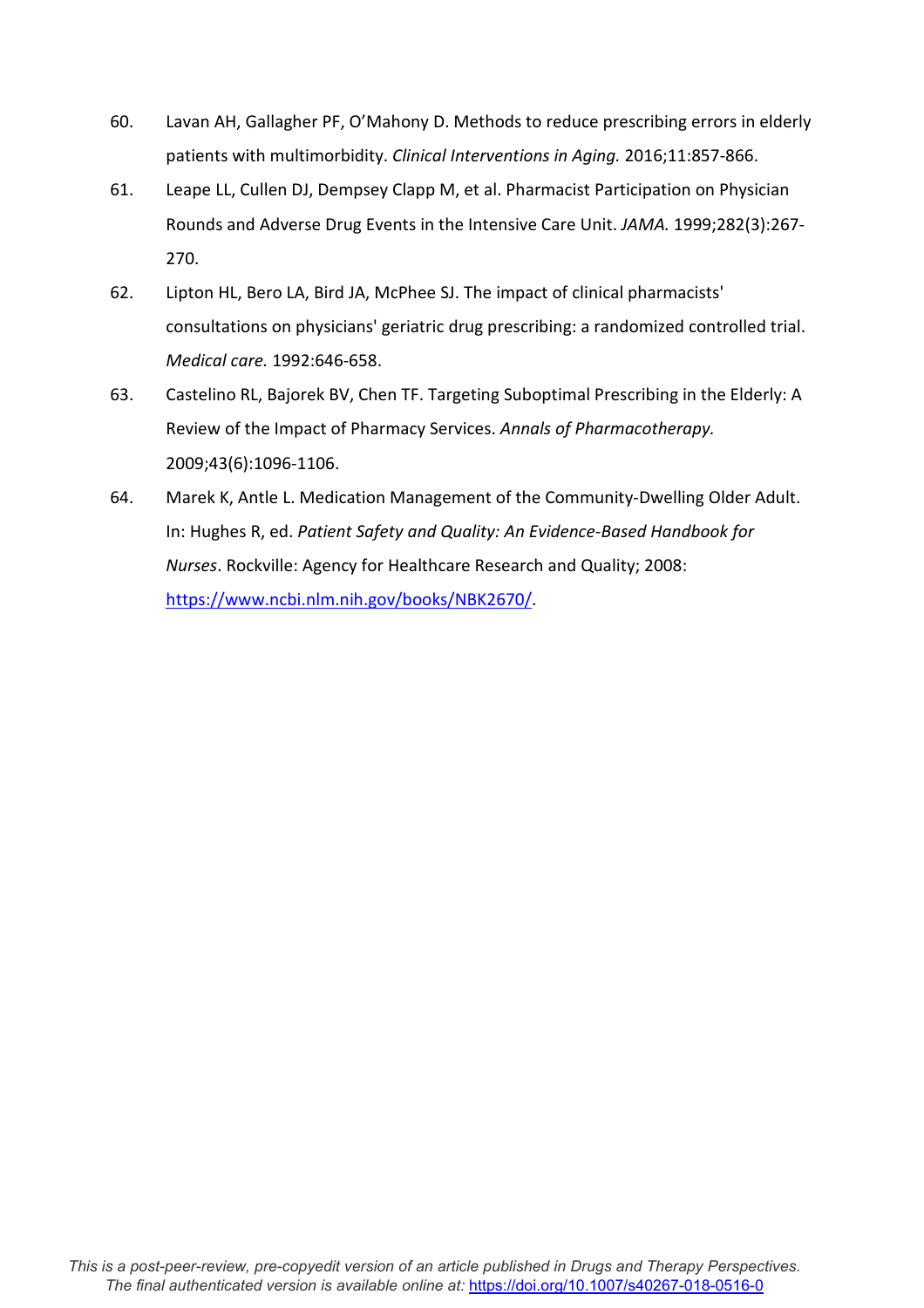60. Lavan AH, Gallagher PF, O'Mahony D. Methods to reduce prescribing errors in elderly patients with multimorbidity. *Clinical Interventions in Aging.* 2016;11:857-866.
61. Leape LL, Cullen DJ, Dempsey Clapp M, et al. Pharmacist Participation on Physician Rounds and Adverse Drug Events in the Intensive Care Unit. *JAMA.* 1999;282(3):267-270.
62. Lipton HL, Bero LA, Bird JA, McPhee SJ. The impact of clinical pharmacists' consultations on physicians' geriatric drug prescribing: a randomized controlled trial. *Medical care.* 1992:646-658.
63. Castelino RL, Bajorek BV, Chen TF. Targeting Suboptimal Prescribing in the Elderly: A Review of the Impact of Pharmacy Services. *Annals of Pharmacotherapy.* 2009;43(6):1096-1106.
64. Marek K, Antle L. Medication Management of the Community-Dwelling Older Adult. In: Hughes R, ed. *Patient Safety and Quality: An Evidence-Based Handbook for Nurses*. Rockville: Agency for Healthcare Research and Quality; 2008: https://www.ncbi.nlm.nih.gov/books/NBK2670/.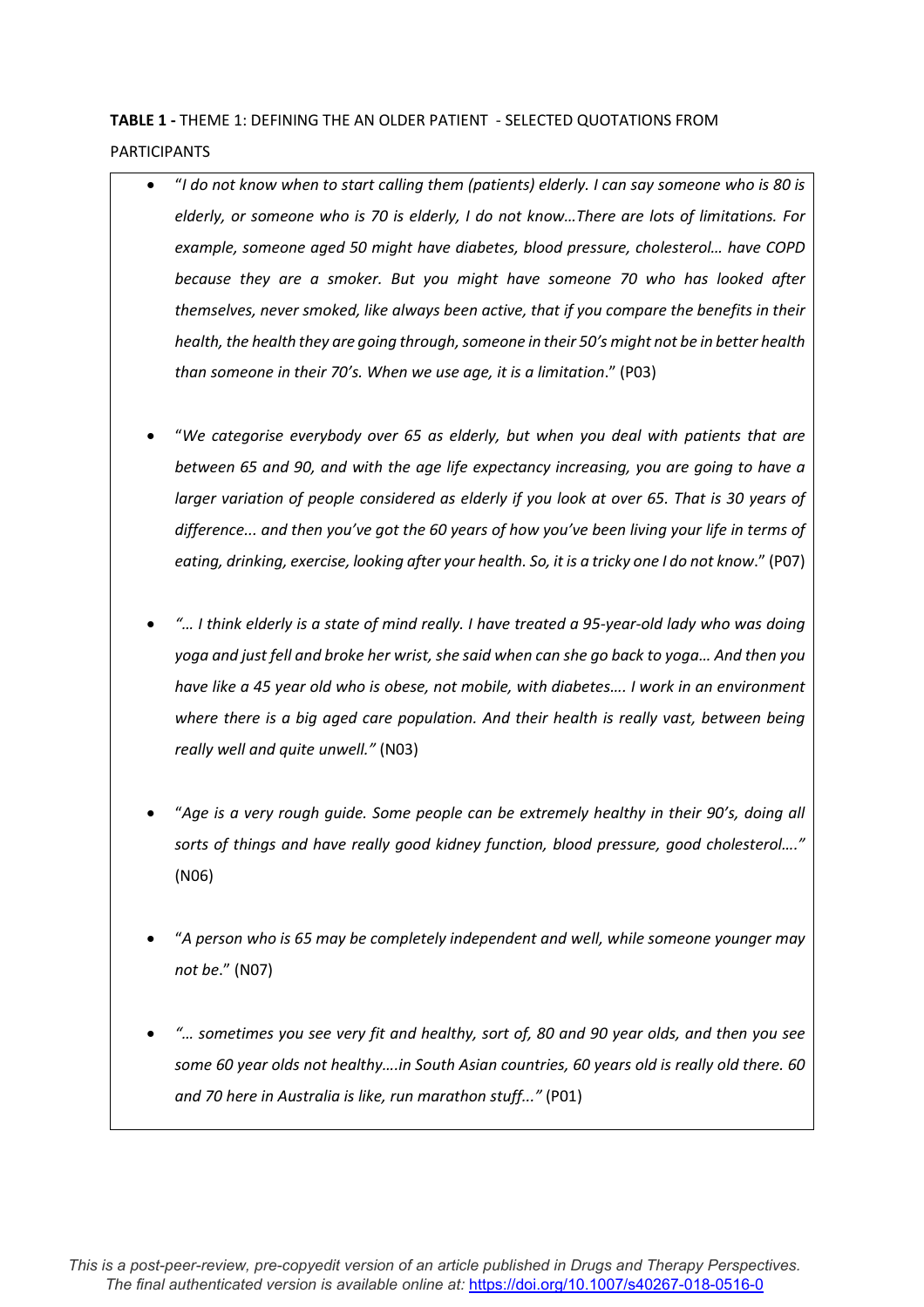**TABLE 1 -** THEME 1: DEFINING THE AN OLDER PATIENT - SELECTED QUOTATIONS FROM PARTICIPANTS

- "*I do not know when to start calling them (patients) elderly. I can say someone who is 80 is elderly, or someone who is 70 is elderly, I do not know…There are lots of limitations. For example, someone aged 50 might have diabetes, blood pressure, cholesterol… have COPD because they are a smoker. But you might have someone 70 who has looked after themselves, never smoked, like always been active, that if you compare the benefits in their health, the health they are going through, someone in their 50's might not be in better health than someone in their 70's. When we use age, it is a limitation*." (P03)

- "*We categorise everybody over 65 as elderly, but when you deal with patients that are between 65 and 90, and with the age life expectancy increasing, you are going to have a larger variation of people considered as elderly if you look at over 65. That is 30 years of difference... and then you've got the 60 years of how you've been living your life in terms of eating, drinking, exercise, looking after your health. So, it is a tricky one I do not know*." (P07)

- *"… I think elderly is a state of mind really. I have treated a 95-year-old lady who was doing yoga and just fell and broke her wrist, she said when can she go back to yoga… And then you have like a 45 year old who is obese, not mobile, with diabetes…. I work in an environment where there is a big aged care population. And their health is really vast, between being really well and quite unwell."* (N03)

- "*Age is a very rough guide. Some people can be extremely healthy in their 90's, doing all sorts of things and have really good kidney function, blood pressure, good cholesterol…."* (N06)

- "*A person who is 65 may be completely independent and well, while someone younger may not be*." (N07)

- *"… sometimes you see very fit and healthy, sort of, 80 and 90 year olds, and then you see some 60 year olds not healthy….in South Asian countries, 60 years old is really old there. 60 and 70 here in Australia is like, run marathon stuff..."* (P01)

*This is a post-peer-review, pre-copyedit version of an article published in Drugs and Therapy Perspectives. The final authenticated version is available online at:* https://doi.org/10.1007/s40267-018-0516-0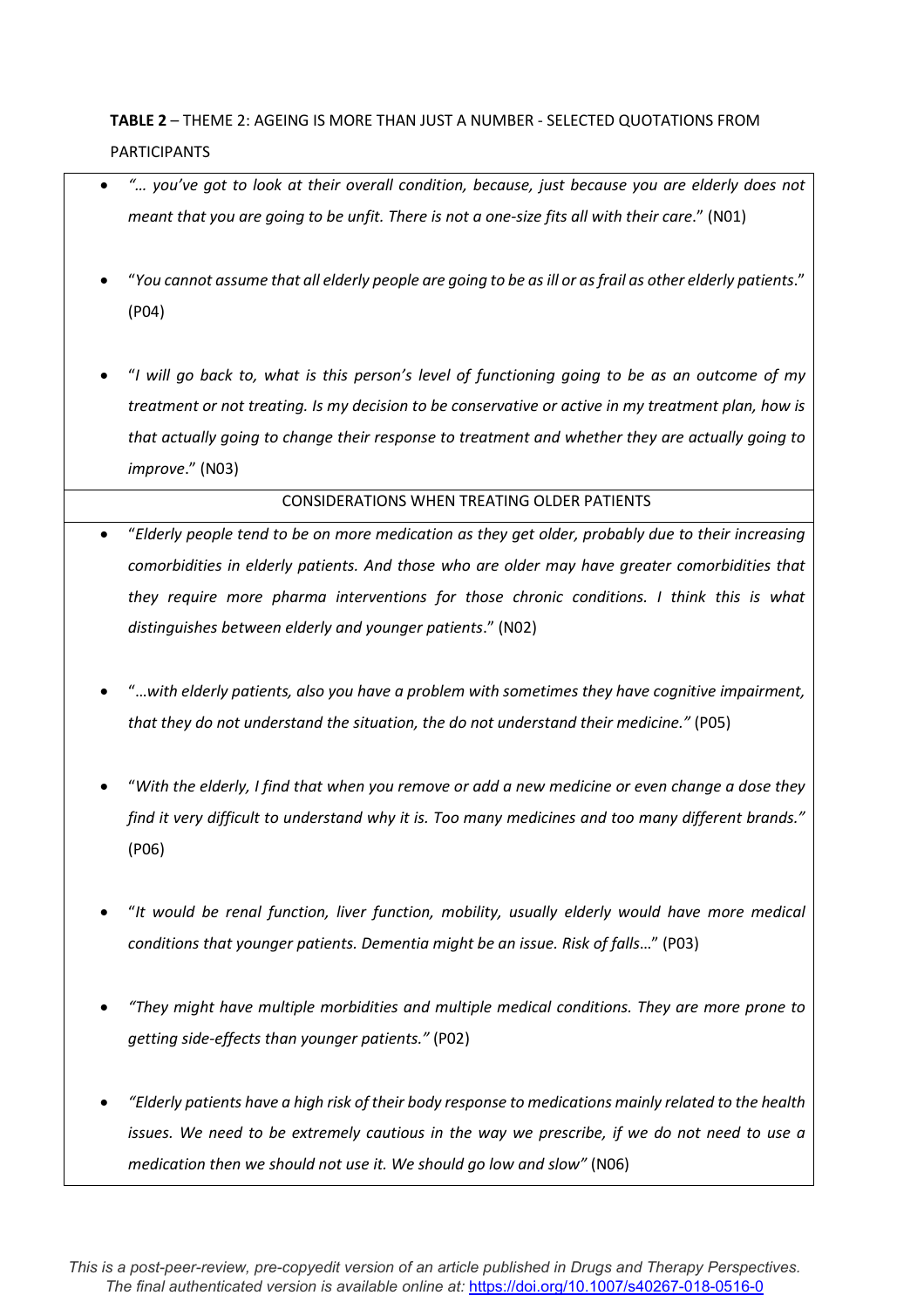**TABLE 2** – THEME 2: AGEING IS MORE THAN JUST A NUMBER - SELECTED QUOTATIONS FROM PARTICIPANTS

- *"… you've got to look at their overall condition, because, just because you are elderly does not meant that you are going to be unfit. There is not a one-size fits all with their care*." (N01)
- "*You cannot assume that all elderly people are going to be as ill or as frail as other elderly patients*." (P04)
- "*I will go back to, what is this person's level of functioning going to be as an outcome of my treatment or not treating. Is my decision to be conservative or active in my treatment plan, how is that actually going to change their response to treatment and whether they are actually going to improve*." (N03)

CONSIDERATIONS WHEN TREATING OLDER PATIENTS

- "*Elderly people tend to be on more medication as they get older, probably due to their increasing comorbidities in elderly patients. And those who are older may have greater comorbidities that they require more pharma interventions for those chronic conditions. I think this is what distinguishes between elderly and younger patients*." (N02)
- "*…with elderly patients, also you have a problem with sometimes they have cognitive impairment, that they do not understand the situation, the do not understand their medicine."* (P05)
- "*With the elderly, I find that when you remove or add a new medicine or even change a dose they find it very difficult to understand why it is. Too many medicines and too many different brands."* (P06)
- "*It would be renal function, liver function, mobility, usually elderly would have more medical conditions that younger patients. Dementia might be an issue. Risk of falls*…" (P03)
- *"They might have multiple morbidities and multiple medical conditions. They are more prone to getting side-effects than younger patients."* (P02)
- *"Elderly patients have a high risk of their body response to medications mainly related to the health issues. We need to be extremely cautious in the way we prescribe, if we do not need to use a medication then we should not use it. We should go low and slow"* (N06)

*This is a post-peer-review, pre-copyedit version of an article published in Drugs and Therapy Perspectives. The final authenticated version is available online at:* https://doi.org/10.1007/s40267-018-0516-0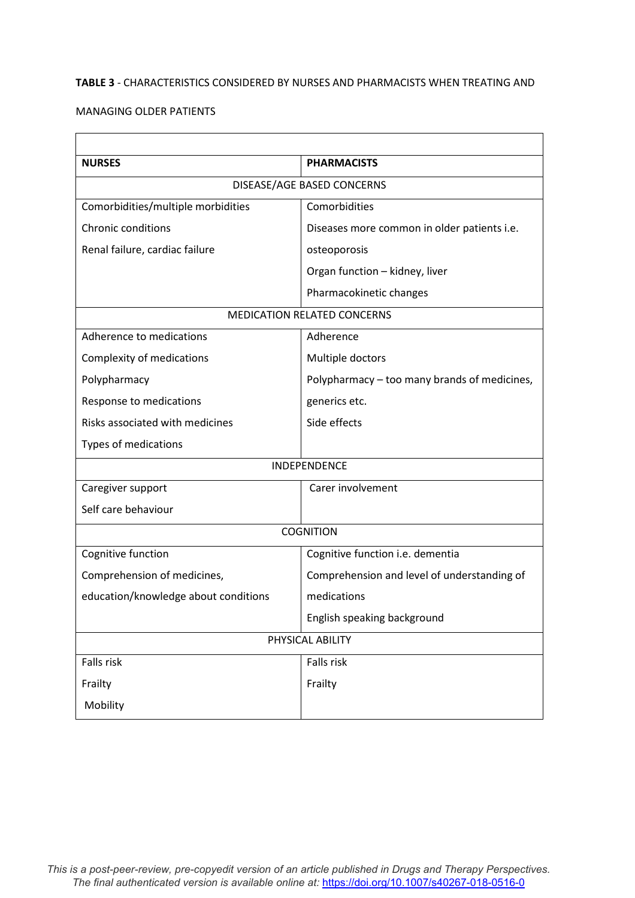**TABLE 3** - CHARACTERISTICS CONSIDERED BY NURSES AND PHARMACISTS WHEN TREATING AND MANAGING OLDER PATIENTS

| **NURSES** | **PHARMACISTS** |
|---|---|
| DISEASE/AGE BASED CONCERNS | |
| Comorbidities/multiple morbidities<br>Chronic conditions<br>Renal failure, cardiac failure | Comorbidities<br>Diseases more common in older patients i.e. osteoporosis<br>Organ function – kidney, liver<br>Pharmacokinetic changes |
| MEDICATION RELATED CONCERNS | |
| Adherence to medications<br>Complexity of medications<br>Polypharmacy<br>Response to medications<br>Risks associated with medicines<br>Types of medications | Adherence<br>Multiple doctors<br>Polypharmacy – too many brands of medicines, generics etc.<br>Side effects |
| INDEPENDENCE | |
| Caregiver support<br>Self care behaviour | Carer involvement |
| COGNITION | |
| Cognitive function<br>Comprehension of medicines, education/knowledge about conditions | Cognitive function i.e. dementia<br>Comprehension and level of understanding of medications<br>English speaking background |
| PHYSICAL ABILITY | |
| Falls risk<br>Frailty<br>Mobility | Falls risk<br>Frailty |

*This is a post-peer-review, pre-copyedit version of an article published in Drugs and Therapy Perspectives. The final authenticated version is available online at:* https://doi.org/10.1007/s40267-018-0516-0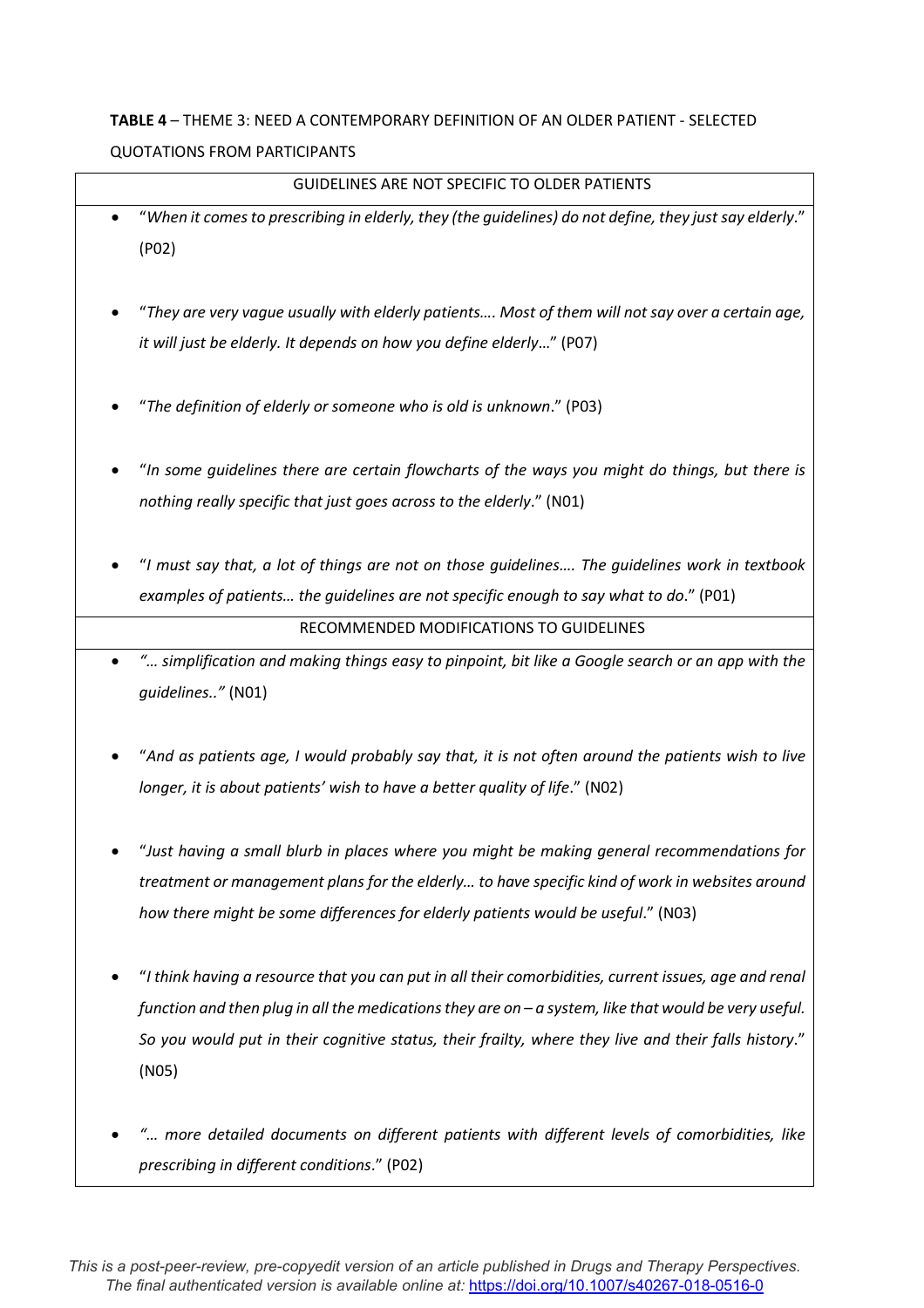**TABLE 4** – THEME 3: NEED A CONTEMPORARY DEFINITION OF AN OLDER PATIENT - SELECTED QUOTATIONS FROM PARTICIPANTS

| GUIDELINES ARE NOT SPECIFIC TO OLDER PATIENTS |
|---|
| • "*When it comes to prescribing in elderly, they (the guidelines) do not define, they just say elderly*." (P02)<br><br>• "*They are very vague usually with elderly patients…. Most of them will not say over a certain age, it will just be elderly. It depends on how you define elderly*…" (P07)<br><br>• "*The definition of elderly or someone who is old is unknown*." (P03)<br><br>• "*In some guidelines there are certain flowcharts of the ways you might do things, but there is nothing really specific that just goes across to the elderly*." (N01)<br><br>• "*I must say that, a lot of things are not on those guidelines…. The guidelines work in textbook examples of patients… the guidelines are not specific enough to say what to do*." (P01) |
| RECOMMENDED MODIFICATIONS TO GUIDELINES |
| • *"… simplification and making things easy to pinpoint, bit like a Google search or an app with the guidelines.."* (N01)<br><br>• "*And as patients age, I would probably say that, it is not often around the patients wish to live longer, it is about patients' wish to have a better quality of life*." (N02)<br><br>• "*Just having a small blurb in places where you might be making general recommendations for treatment or management plans for the elderly… to have specific kind of work in websites around how there might be some differences for elderly patients would be useful*." (N03)<br><br>• "*I think having a resource that you can put in all their comorbidities, current issues, age and renal function and then plug in all the medications they are on – a system, like that would be very useful. So you would put in their cognitive status, their frailty, where they live and their falls history*." (N05)<br><br>• *"… more detailed documents on different patients with different levels of comorbidities, like prescribing in different conditions*." (P02) |

*This is a post-peer-review, pre-copyedit version of an article published in Drugs and Therapy Perspectives. The final authenticated version is available online at:* https://doi.org/10.1007/s40267-018-0516-0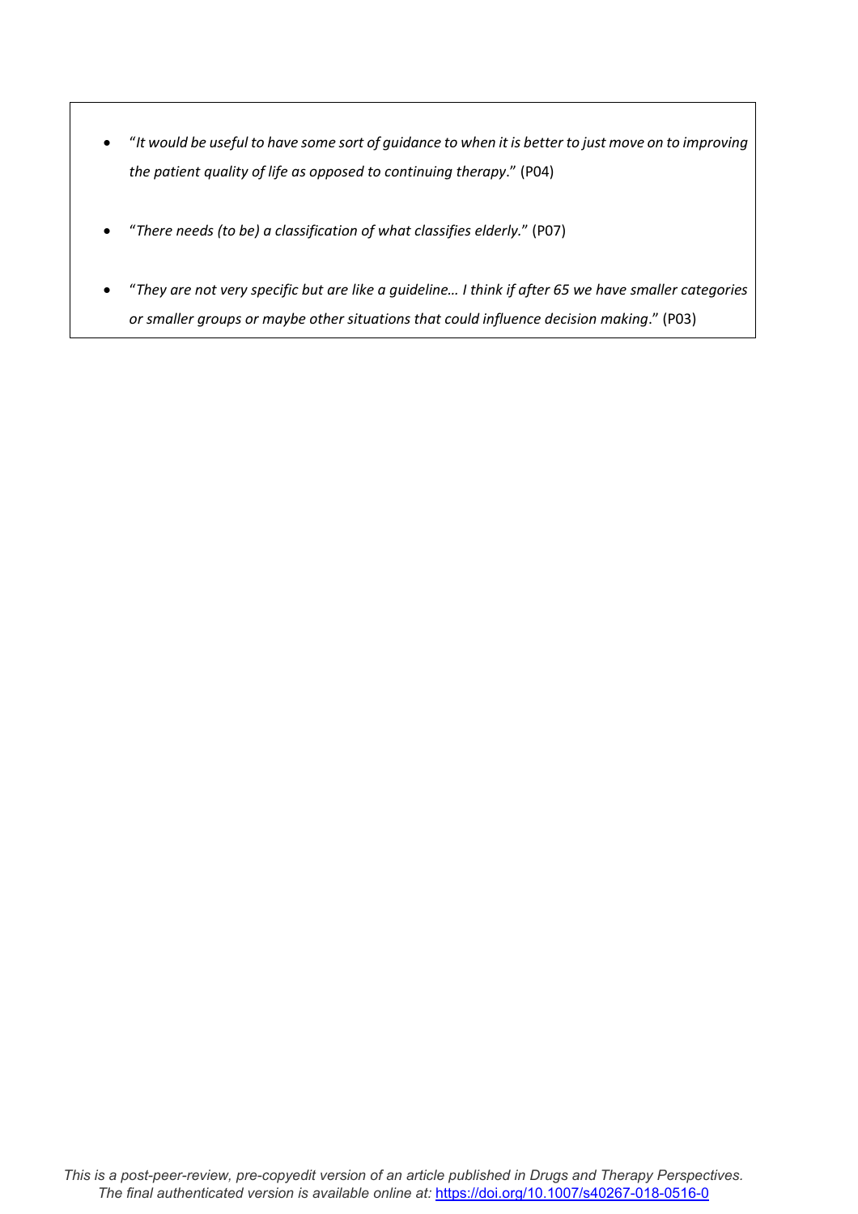- "*It would be useful to have some sort of guidance to when it is better to just move on to improving the patient quality of life as opposed to continuing therapy*." (P04)
- "*There needs (to be) a classification of what classifies elderly.*" (P07)
- "*They are not very specific but are like a guideline… I think if after 65 we have smaller categories or smaller groups or maybe other situations that could influence decision making*." (P03)